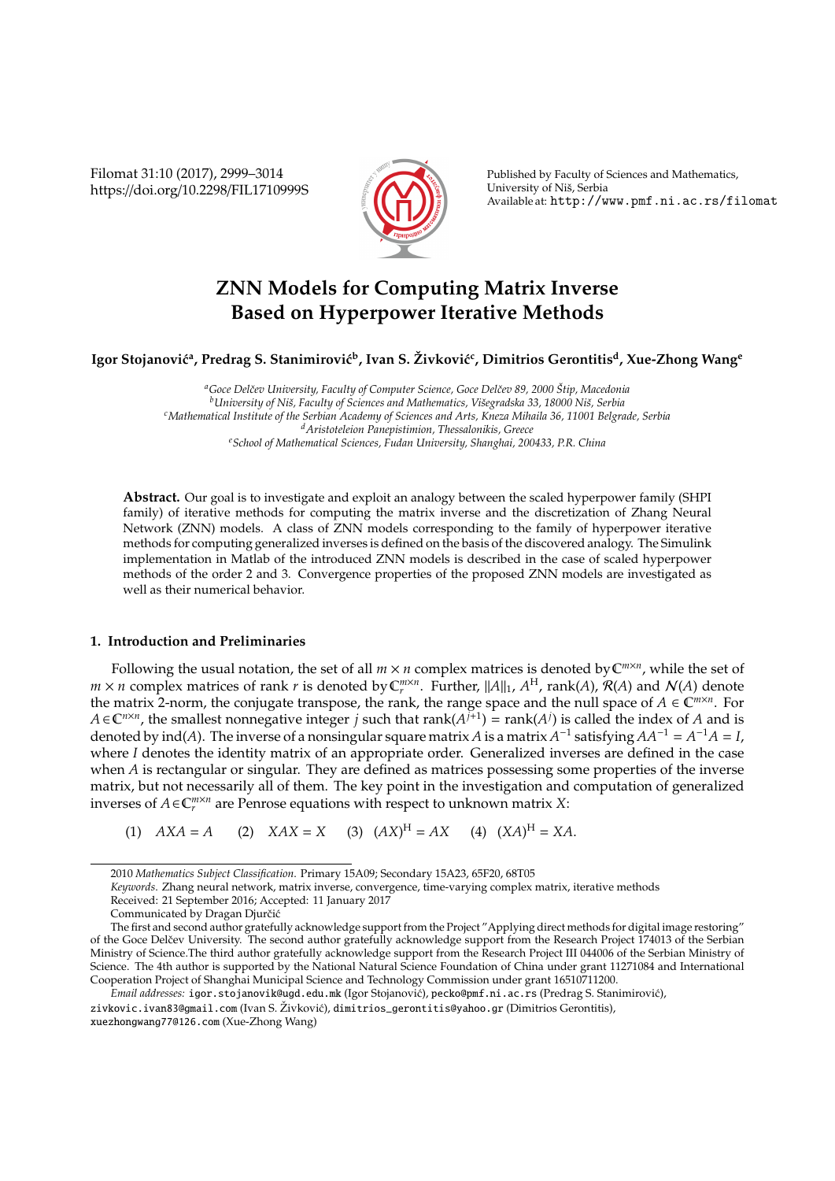# ZNN Models for Computing Matrix Inverse Based on Hyperpower Iterative Methods

**Igor Stojanović[a], Predrag S. Stanimirović[b], Ivan S. Živković[c], Dimitrios Gerontitis[d], Xue-Zhong Wang[e]**

[a]*Goce Delčev University, Faculty of Computer Science, Goce Delčev 89, 2000 Štip, Macedonia*
[b]*University of Niš, Faculty of Sciences and Mathematics, Višegradska 33, 18000 Niš, Serbia*
[c]*Mathematical Institute of the Serbian Academy of Sciences and Arts, Kneza Mihaila 36, 11001 Belgrade, Serbia*
[d]*Aristoteleion Panepistimion, Thessalonikis, Greece*
[e]*School of Mathematical Sciences, Fudan University, Shanghai, 200433, P.R. China*

**Abstract.** Our goal is to investigate and exploit an analogy between the scaled hyperpower family (SHPI family) of iterative methods for computing the matrix inverse and the discretization of Zhang Neural Network (ZNN) models. A class of ZNN models corresponding to the family of hyperpower iterative methods for computing generalized inverses is defined on the basis of the discovered analogy. The Simulink implementation in Matlab of the introduced ZNN models is described in the case of scaled hyperpower methods of the order 2 and 3. Convergence properties of the proposed ZNN models are investigated as well as their numerical behavior.

## 1. Introduction and Preliminaries

Following the usual notation, the set of all $m \times n$ complex matrices is denoted by $\mathbb{C}^{m\times n}$, while the set of $m \times n$ complex matrices of rank $r$ is denoted by $\mathbb{C}_r^{m\times n}$. Further, $\|A\|_1$, $A^{\mathrm{H}}$, $\mathrm{rank}(A)$, $\mathcal{R}(A)$ and $\mathcal{N}(A)$ denote the matrix 2-norm, the conjugate transpose, the rank, the range space and the null space of $A \in \mathbb{C}^{m\times n}$. For $A \in \mathbb{C}^{n\times n}$, the smallest nonnegative integer $j$ such that $\mathrm{rank}(A^{j+1}) = \mathrm{rank}(A^j)$ is called the index of $A$ and is denoted by $\mathrm{ind}(A)$. The inverse of a nonsingular square matrix $A$ is a matrix $A^{-1}$ satisfying $AA^{-1} = A^{-1}A = I$, where $I$ denotes the identity matrix of an appropriate order. Generalized inverses are defined in the case when $A$ is rectangular or singular. They are defined as matrices possessing some properties of the inverse matrix, but not necessarily all of them. The key point in the investigation and computation of generalized inverses of $A \in \mathbb{C}_r^{m\times n}$ are Penrose equations with respect to unknown matrix $X$:

$$(1)\quad AXA = A \qquad (2)\quad XAX = X \qquad (3)\quad (AX)^{\mathrm{H}} = AX \qquad (4)\quad (XA)^{\mathrm{H}} = XA.$$

---

2010 *Mathematics Subject Classification*. Primary 15A09; Secondary 15A23, 65F20, 68T05

*Keywords*. Zhang neural network, matrix inverse, convergence, time-varying complex matrix, iterative methods

Received: 21 September 2016; Accepted: 11 January 2017

Communicated by Dragan Djurčić

The first and second author gratefully acknowledge support from the Project "Applying direct methods for digital image restoring" of the Goce Delčev University. The second author gratefully acknowledge support from the Research Project 174013 of the Serbian Ministry of Science.The third author gratefully acknowledge support from the Research Project III 044006 of the Serbian Ministry of Science. The 4th author is supported by the National Natural Science Foundation of China under grant 11271084 and International Cooperation Project of Shanghai Municipal Science and Technology Commission under grant 16510711200.

*Email addresses:* igor.stojanovik@ugd.edu.mk (Igor Stojanović), pecko@pmf.ni.ac.rs (Predrag S. Stanimirović), zivkovic.ivan83@gmail.com (Ivan S. Živković), dimitrios_gerontitis@yahoo.gr (Dimitrios Gerontitis), xuezhongwang77@126.com (Xue-Zhong Wang)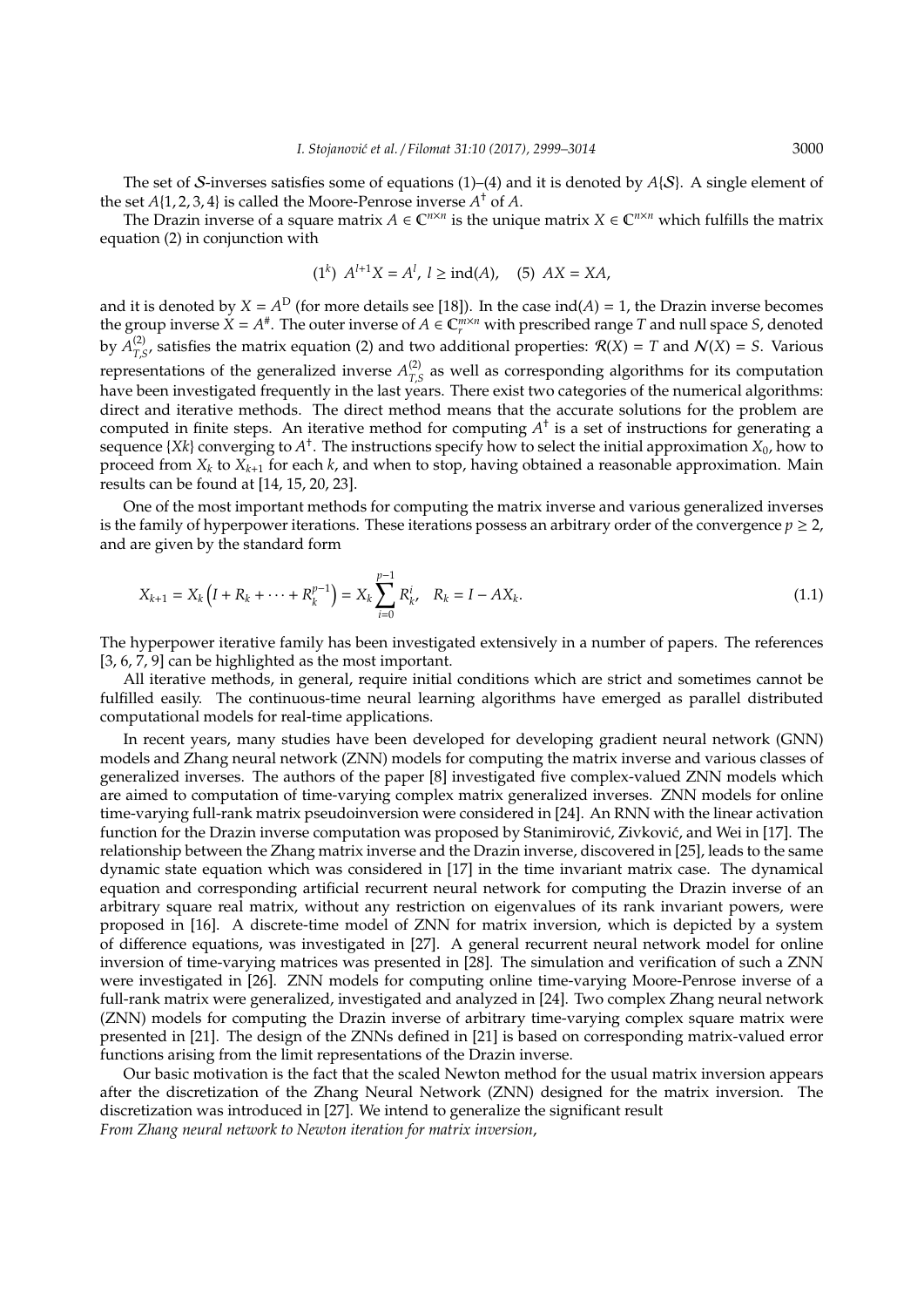The set of $\mathcal{S}$-inverses satisfies some of equations (1)–(4) and it is denoted by $A\{\mathcal{S}\}$. A single element of the set $A\{1,2,3,4\}$ is called the Moore-Penrose inverse $A^{\dagger}$ of $A$.

The Drazin inverse of a square matrix $A \in \mathbb{C}^{n\times n}$ is the unique matrix $X \in \mathbb{C}^{n\times n}$ which fulfills the matrix equation (2) in conjunction with

$$(1^k)\ \ A^{l+1}X = A^l,\ l \geq \operatorname{ind}(A), \quad (5)\ \ AX = XA,$$

and it is denoted by $X = A^{\mathrm{D}}$ (for more details see [18]). In the case $\operatorname{ind}(A) = 1$, the Drazin inverse becomes the group inverse $X = A^{\#}$. The outer inverse of $A \in \mathbb{C}_r^{m\times n}$ with prescribed range $T$ and null space $S$, denoted by $A_{T,S}^{(2)}$, satisfies the matrix equation (2) and two additional properties: $\mathcal{R}(X) = T$ and $\mathcal{N}(X) = S$. Various representations of the generalized inverse $A_{T,S}^{(2)}$ as well as corresponding algorithms for its computation have been investigated frequently in the last years. There exist two categories of the numerical algorithms: direct and iterative methods. The direct method means that the accurate solutions for the problem are computed in finite steps. An iterative method for computing $A^{\dagger}$ is a set of instructions for generating a sequence $\{Xk\}$ converging to $A^{\dagger}$. The instructions specify how to select the initial approximation $X_0$, how to proceed from $X_k$ to $X_{k+1}$ for each $k$, and when to stop, having obtained a reasonable approximation. Main results can be found at [14, 15, 20, 23].

One of the most important methods for computing the matrix inverse and various generalized inverses is the family of hyperpower iterations. These iterations possess an arbitrary order of the convergence $p \geq 2$, and are given by the standard form

$$X_{k+1} = X_k\left(I + R_k + \cdots + R_k^{p-1}\right) = X_k \sum_{i=0}^{p-1} R_k^i, \quad R_k = I - AX_k. \tag{1.1}$$

The hyperpower iterative family has been investigated extensively in a number of papers. The references [3, 6, 7, 9] can be highlighted as the most important.

All iterative methods, in general, require initial conditions which are strict and sometimes cannot be fulfilled easily. The continuous-time neural learning algorithms have emerged as parallel distributed computational models for real-time applications.

In recent years, many studies have been developed for developing gradient neural network (GNN) models and Zhang neural network (ZNN) models for computing the matrix inverse and various classes of generalized inverses. The authors of the paper [8] investigated five complex-valued ZNN models which are aimed to computation of time-varying complex matrix generalized inverses. ZNN models for online time-varying full-rank matrix pseudoinversion were considered in [24]. An RNN with the linear activation function for the Drazin inverse computation was proposed by Stanimirović, Zivković, and Wei in [17]. The relationship between the Zhang matrix inverse and the Drazin inverse, discovered in [25], leads to the same dynamic state equation which was considered in [17] in the time invariant matrix case. The dynamical equation and corresponding artificial recurrent neural network for computing the Drazin inverse of an arbitrary square real matrix, without any restriction on eigenvalues of its rank invariant powers, were proposed in [16]. A discrete-time model of ZNN for matrix inversion, which is depicted by a system of difference equations, was investigated in [27]. A general recurrent neural network model for online inversion of time-varying matrices was presented in [28]. The simulation and verification of such a ZNN were investigated in [26]. ZNN models for computing online time-varying Moore-Penrose inverse of a full-rank matrix were generalized, investigated and analyzed in [24]. Two complex Zhang neural network (ZNN) models for computing the Drazin inverse of arbitrary time-varying complex square matrix were presented in [21]. The design of the ZNNs defined in [21] is based on corresponding matrix-valued error functions arising from the limit representations of the Drazin inverse.

Our basic motivation is the fact that the scaled Newton method for the usual matrix inversion appears after the discretization of the Zhang Neural Network (ZNN) designed for the matrix inversion. The discretization was introduced in [27]. We intend to generalize the significant result
*From Zhang neural network to Newton iteration for matrix inversion*,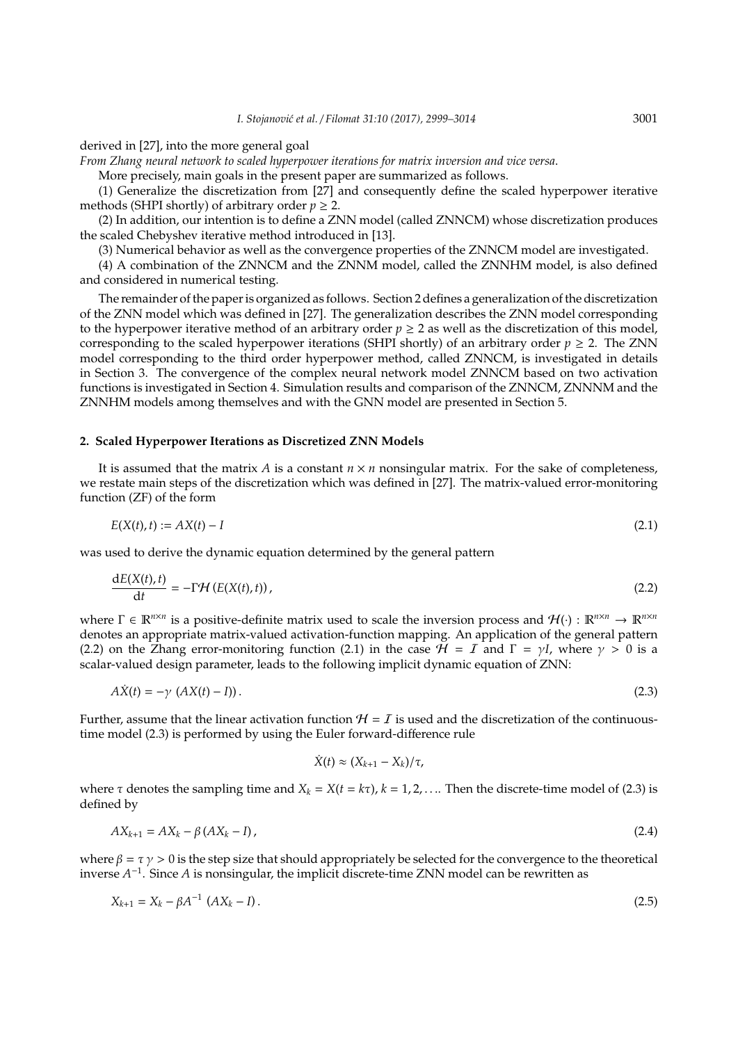derived in [27], into the more general goal

*From Zhang neural network to scaled hyperpower iterations for matrix inversion and vice versa.*

More precisely, main goals in the present paper are summarized as follows.

(1) Generalize the discretization from [27] and consequently define the scaled hyperpower iterative methods (SHPI shortly) of arbitrary order $p \geq 2$.

(2) In addition, our intention is to define a ZNN model (called ZNNCM) whose discretization produces the scaled Chebyshev iterative method introduced in [13].

(3) Numerical behavior as well as the convergence properties of the ZNNCM model are investigated.

(4) A combination of the ZNNCM and the ZNNM model, called the ZNNHM model, is also defined and considered in numerical testing.

The remainder of the paper is organized as follows. Section 2 defines a generalization of the discretization of the ZNN model which was defined in [27]. The generalization describes the ZNN model corresponding to the hyperpower iterative method of an arbitrary order $p \geq 2$ as well as the discretization of this model, corresponding to the scaled hyperpower iterations (SHPI shortly) of an arbitrary order $p \geq 2$. The ZNN model corresponding to the third order hyperpower method, called ZNNCM, is investigated in details in Section 3. The convergence of the complex neural network model ZNNCM based on two activation functions is investigated in Section 4. Simulation results and comparison of the ZNNCM, ZNNNM and the ZNNHM models among themselves and with the GNN model are presented in Section 5.

## 2. Scaled Hyperpower Iterations as Discretized ZNN Models

It is assumed that the matrix $A$ is a constant $n \times n$ nonsingular matrix. For the sake of completeness, we restate main steps of the discretization which was defined in [27]. The matrix-valued error-monitoring function (ZF) of the form

$$E(X(t), t) := AX(t) - I \tag{2.1}$$

was used to derive the dynamic equation determined by the general pattern

$$\frac{\mathrm{d}E(X(t), t)}{\mathrm{d}t} = -\Gamma \mathcal{H}\left(E(X(t), t)\right), \tag{2.2}$$

where $\Gamma \in \mathbb{R}^{n\times n}$ is a positive-definite matrix used to scale the inversion process and $\mathcal{H}(\cdot) : \mathbb{R}^{n\times n} \to \mathbb{R}^{n\times n}$ denotes an appropriate matrix-valued activation-function mapping. An application of the general pattern (2.2) on the Zhang error-monitoring function (2.1) in the case $\mathcal{H} = \mathcal{I}$ and $\Gamma = \gamma I$, where $\gamma > 0$ is a scalar-valued design parameter, leads to the following implicit dynamic equation of ZNN:

$$A\dot{X}(t) = -\gamma \left(AX(t) - I\right)). \tag{2.3}$$

Further, assume that the linear activation function $\mathcal{H} = \mathcal{I}$ is used and the discretization of the continuous-time model (2.3) is performed by using the Euler forward-difference rule

$$\dot{X}(t) \approx (X_{k+1} - X_k)/\tau,$$

where $\tau$ denotes the sampling time and $X_k = X(t = k\tau)$, $k = 1, 2, \ldots$. Then the discrete-time model of (2.3) is defined by

$$AX_{k+1} = AX_k - \beta\left(AX_k - I\right), \tag{2.4}$$

where $\beta = \tau\gamma > 0$ is the step size that should appropriately be selected for the convergence to the theoretical inverse $A^{-1}$. Since $A$ is nonsingular, the implicit discrete-time ZNN model can be rewritten as

$$X_{k+1} = X_k - \beta A^{-1}\left(AX_k - I\right). \tag{2.5}$$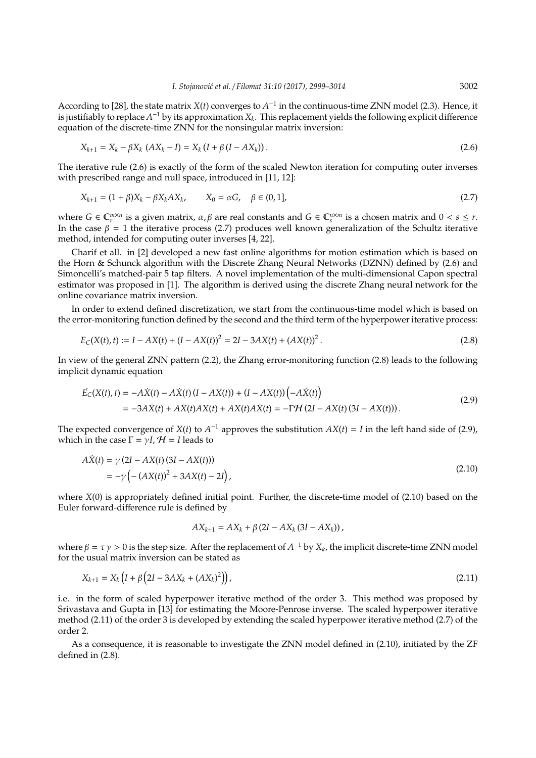According to [28], the state matrix $X(t)$ converges to $A^{-1}$ in the continuous-time ZNN model (2.3). Hence, it is justifiably to replace $A^{-1}$ by its approximation $X_k$. This replacement yields the following explicit difference equation of the discrete-time ZNN for the nonsingular matrix inversion:

$$X_{k+1} = X_k - \beta X_k \left(AX_k - I\right) = X_k \left(I + \beta \left(I - AX_k\right)\right). \tag{2.6}$$

The iterative rule (2.6) is exactly of the form of the scaled Newton iteration for computing outer inverses with prescribed range and null space, introduced in [11, 12]:

$$X_{k+1} = (1+\beta)X_k - \beta X_k A X_k, \qquad X_0 = \alpha G, \quad \beta \in (0,1], \tag{2.7}$$

where $G \in \mathbb{C}_r^{m\times n}$ is a given matrix, $\alpha, \beta$ are real constants and $G \in \mathbb{C}_s^{n\times m}$ is a chosen matrix and $0 < s \leq r$. In the case $\beta = 1$ the iterative process (2.7) produces well known generalization of the Schultz iterative method, intended for computing outer inverses [4, 22].

Charif et all. in [2] developed a new fast online algorithms for motion estimation which is based on the Horn & Schunck algorithm with the Discrete Zhang Neural Networks (DZNN) defined by (2.6) and Simoncelli's matched-pair 5 tap filters. A novel implementation of the multi-dimensional Capon spectral estimator was proposed in [1]. The algorithm is derived using the discrete Zhang neural network for the online covariance matrix inversion.

In order to extend defined discretization, we start from the continuous-time model which is based on the error-monitoring function defined by the second and the third term of the hyperpower iterative process:

$$E_C(X(t), t) := I - AX(t) + (I - AX(t))^2 = 2I - 3AX(t) + (AX(t))^2. \tag{2.8}$$

In view of the general ZNN pattern (2.2), the Zhang error-monitoring function (2.8) leads to the following implicit dynamic equation

$$\begin{aligned} \dot{E_C}(X(t), t) &= -A\dot{X}(t) - A\dot{X}(t)\left(I - AX(t)\right) + \left(I - AX(t)\right)\left(-A\dot{X}(t)\right) \\ &= -3A\dot{X}(t) + A\dot{X}(t)AX(t) + AX(t)A\dot{X}(t) = -\Gamma\mathcal{H}\left(2I - AX(t)\left(3I - AX(t)\right)\right). \end{aligned} \tag{2.9}$$

The expected convergence of $X(t)$ to $A^{-1}$ approves the substitution $AX(t) = I$ in the left hand side of (2.9), which in the case $\Gamma = \gamma I, \mathcal{H} = I$ leads to

$$\begin{aligned} A\dot{X}(t) &= \gamma\left(2I - AX(t)\left(3I - AX(t)\right)\right) \\ &= -\gamma\left(-\left(AX(t)\right)^2 + 3AX(t) - 2I\right), \end{aligned} \tag{2.10}$$

where $X(0)$ is appropriately defined initial point. Further, the discrete-time model of (2.10) based on the Euler forward-difference rule is defined by

$$AX_{k+1} = AX_k + \beta\left(2I - AX_k\left(3I - AX_k\right)\right),$$

where $\beta = \tau\,\gamma > 0$ is the step size. After the replacement of $A^{-1}$ by $X_k$, the implicit discrete-time ZNN model for the usual matrix inversion can be stated as

$$X_{k+1} = X_k\left(I + \beta\left(2I - 3AX_k + (AX_k)^2\right)\right), \tag{2.11}$$

i.e. in the form of scaled hyperpower iterative method of the order 3. This method was proposed by Srivastava and Gupta in [13] for estimating the Moore-Penrose inverse. The scaled hyperpower iterative method (2.11) of the order 3 is developed by extending the scaled hyperpower iterative method (2.7) of the order 2.

As a consequence, it is reasonable to investigate the ZNN model defined in (2.10), initiated by the ZF defined in (2.8).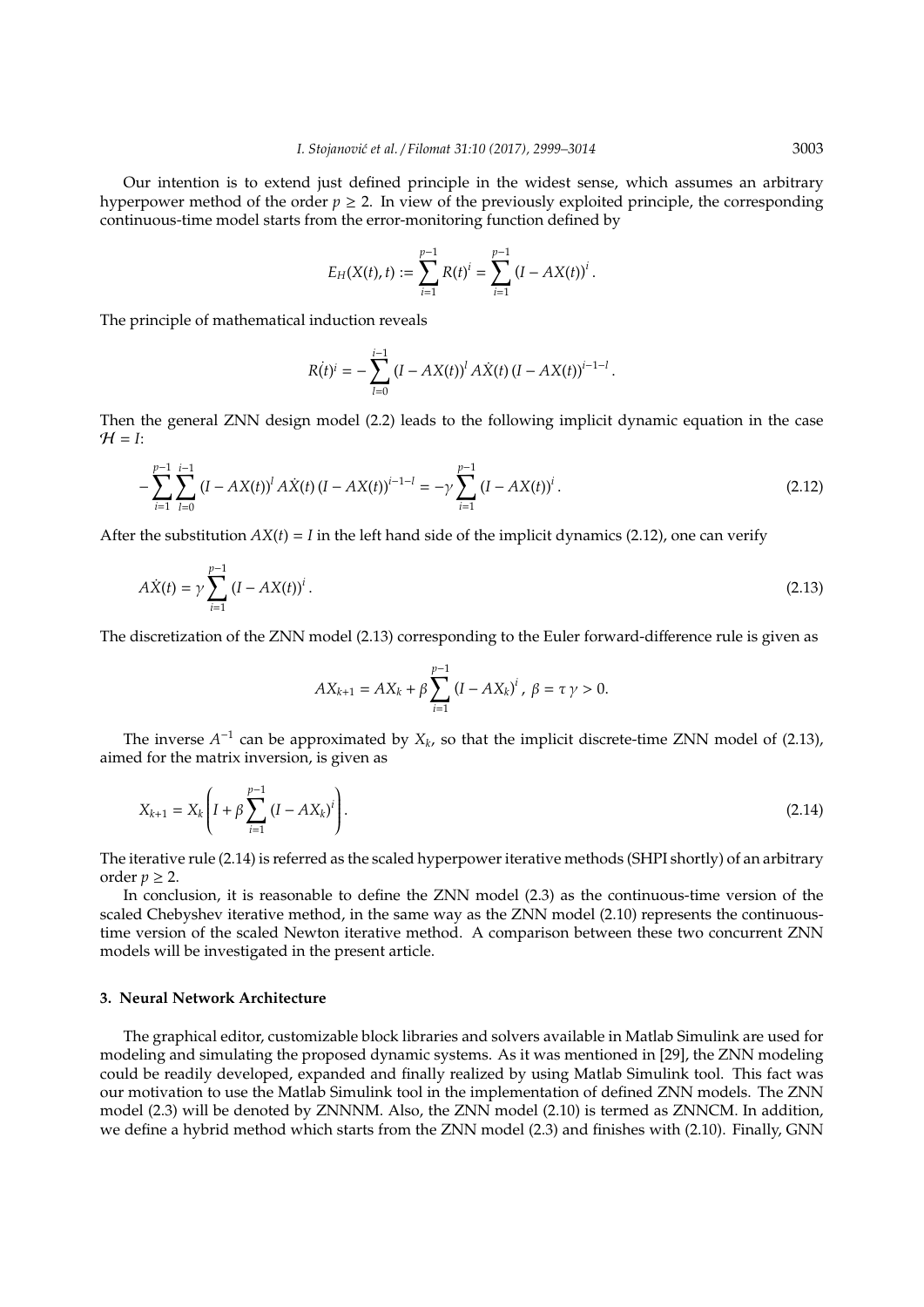Our intention is to extend just defined principle in the widest sense, which assumes an arbitrary hyperpower method of the order $p \geq 2$. In view of the previously exploited principle, the corresponding continuous-time model starts from the error-monitoring function defined by

$$E_H(X(t), t) := \sum_{i=1}^{p-1} R(t)^i = \sum_{i=1}^{p-1} (I - AX(t))^i.$$

The principle of mathematical induction reveals

$$\dot{R(t)^i} = -\sum_{l=0}^{i-1} (I - AX(t))^l A\dot{X}(t) (I - AX(t))^{i-1-l}.$$

Then the general ZNN design model (2.2) leads to the following implicit dynamic equation in the case $\mathcal{H} = I$:

$$-\sum_{i=1}^{p-1}\sum_{l=0}^{i-1} (I - AX(t))^l A\dot{X}(t) (I - AX(t))^{i-1-l} = -\gamma \sum_{i=1}^{p-1} (I - AX(t))^i. \tag{2.12}$$

After the substitution $AX(t) = I$ in the left hand side of the implicit dynamics (2.12), one can verify

$$A\dot{X}(t) = \gamma \sum_{i=1}^{p-1} (I - AX(t))^i. \tag{2.13}$$

The discretization of the ZNN model (2.13) corresponding to the Euler forward-difference rule is given as

$$AX_{k+1} = AX_k + \beta \sum_{i=1}^{p-1} (I - AX_k)^i, \ \beta = \tau\,\gamma > 0.$$

The inverse $A^{-1}$ can be approximated by $X_k$, so that the implicit discrete-time ZNN model of (2.13), aimed for the matrix inversion, is given as

$$X_{k+1} = X_k \left( I + \beta \sum_{i=1}^{p-1} (I - AX_k)^i \right). \tag{2.14}$$

The iterative rule (2.14) is referred as the scaled hyperpower iterative methods (SHPI shortly) of an arbitrary order $p \geq 2$.

In conclusion, it is reasonable to define the ZNN model (2.3) as the continuous-time version of the scaled Chebyshev iterative method, in the same way as the ZNN model (2.10) represents the continuous-time version of the scaled Newton iterative method. A comparison between these two concurrent ZNN models will be investigated in the present article.

## 3. Neural Network Architecture

The graphical editor, customizable block libraries and solvers available in Matlab Simulink are used for modeling and simulating the proposed dynamic systems. As it was mentioned in [29], the ZNN modeling could be readily developed, expanded and finally realized by using Matlab Simulink tool. This fact was our motivation to use the Matlab Simulink tool in the implementation of defined ZNN models. The ZNN model (2.3) will be denoted by ZNNNM. Also, the ZNN model (2.10) is termed as ZNNCM. In addition, we define a hybrid method which starts from the ZNN model (2.3) and finishes with (2.10). Finally, GNN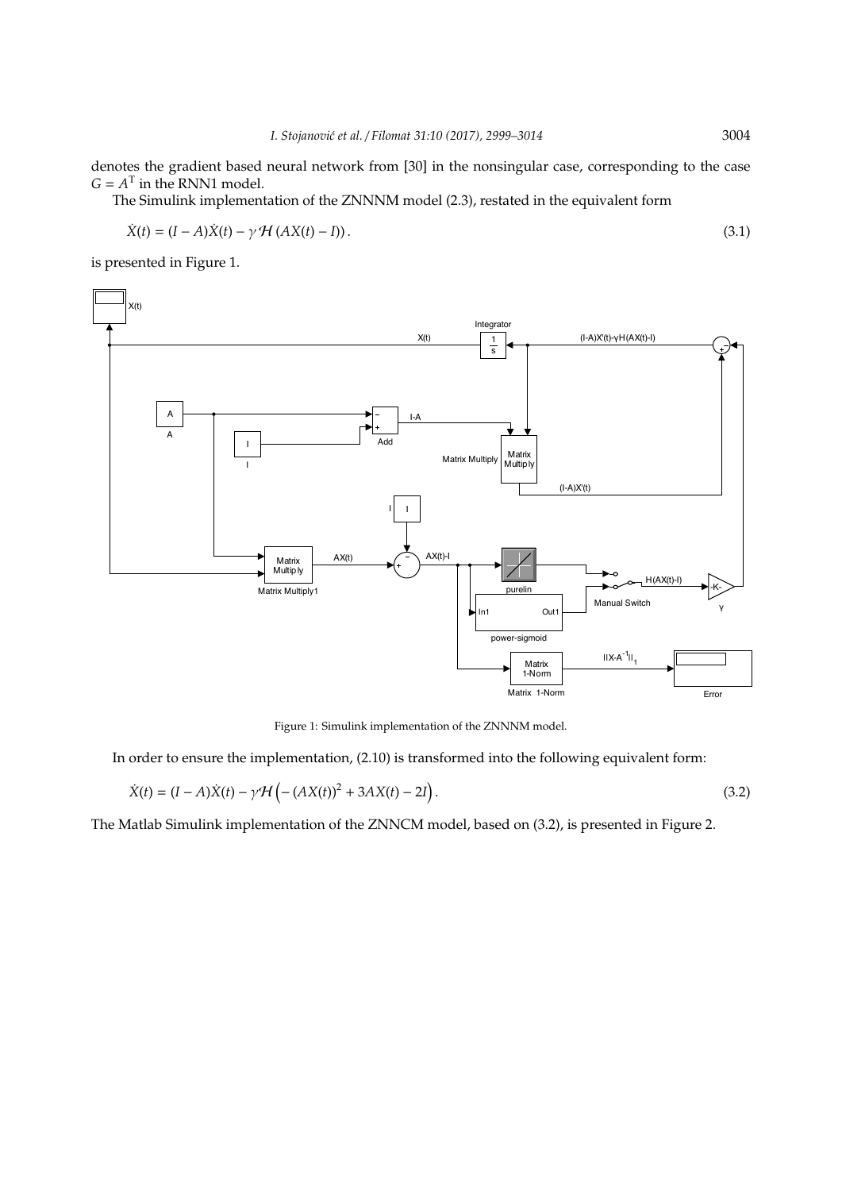denotes the gradient based neural network from [30] in the nonsingular case, corresponding to the case $G = A^{\mathrm{T}}$ in the RNN1 model.

The Simulink implementation of the ZNNNM model (2.3), restated in the equivalent form

$$\dot{X}(t) = (I - A)\dot{X}(t) - \gamma \mathcal{H}\left(AX(t) - I\right). \tag{3.1}$$

is presented in Figure 1.

Figure 1: Simulink implementation of the ZNNNM model.

In order to ensure the implementation, (2.10) is transformed into the following equivalent form:

$$\dot{X}(t) = (I - A)\dot{X}(t) - \gamma \mathcal{H}\left(-\left(AX(t)\right)^2 + 3AX(t) - 2I\right). \tag{3.2}$$

The Matlab Simulink implementation of the ZNNCM model, based on (3.2), is presented in Figure 2.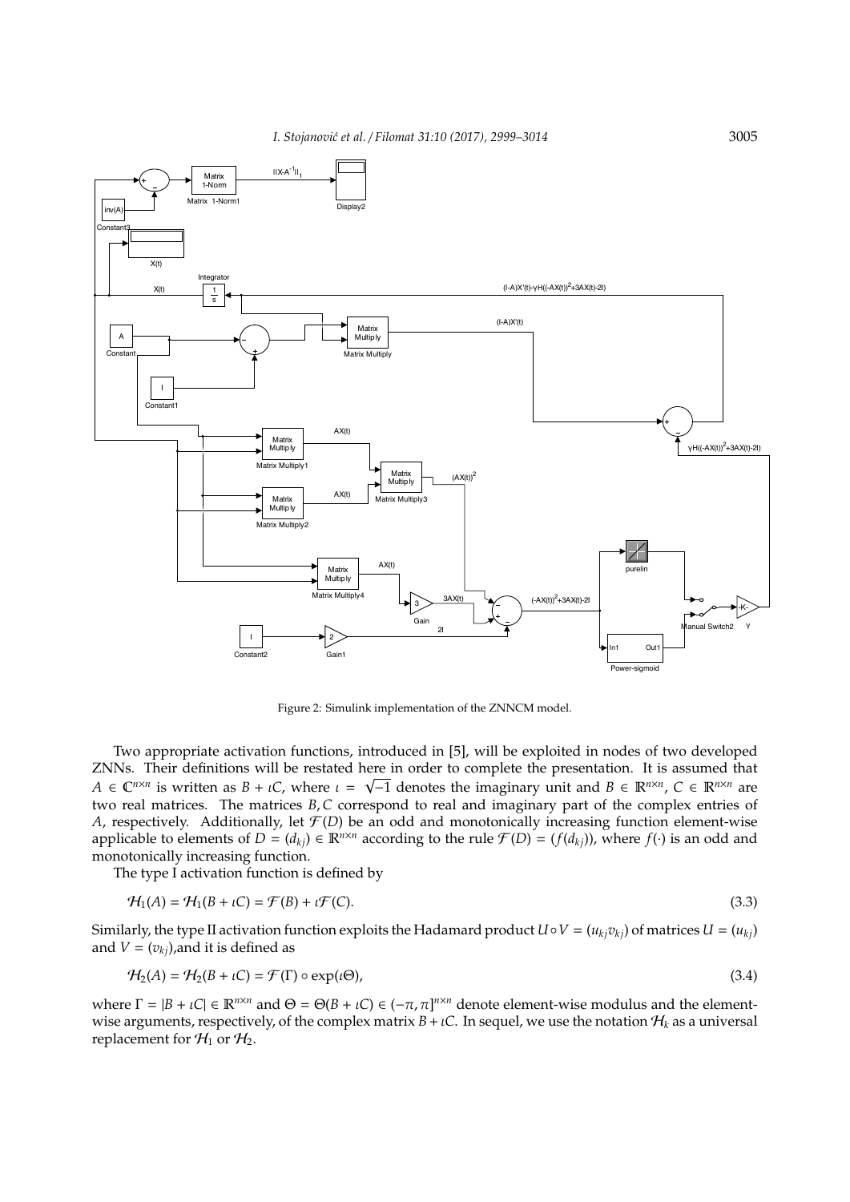Figure 2: Simulink implementation of the ZNNCM model.

Two appropriate activation functions, introduced in [5], will be exploited in nodes of two developed ZNNs. Their definitions will be restated here in order to complete the presentation. It is assumed that $A \in \mathbb{C}^{n\times n}$ is written as $B + \iota C$, where $\iota = \sqrt{-1}$ denotes the imaginary unit and $B \in \mathbb{R}^{n\times n}$, $C \in \mathbb{R}^{n\times n}$ are two real matrices. The matrices $B, C$ correspond to real and imaginary part of the complex entries of $A$, respectively. Additionally, let $\mathcal{F}(D)$ be an odd and monotonically increasing function element-wise applicable to elements of $D = (d_{kj}) \in \mathbb{R}^{n\times n}$ according to the rule $\mathcal{F}(D) = (f(d_{kj}))$, where $f(\cdot)$ is an odd and monotonically increasing function.

The type I activation function is defined by

$$\mathcal{H}_1(A) = \mathcal{H}_1(B + \iota C) = \mathcal{F}(B) + \iota\mathcal{F}(C). \tag{3.3}$$

Similarly, the type II activation function exploits the Hadamard product $U \circ V = (u_{kj}v_{kj})$ of matrices $U = (u_{kj})$ and $V = (v_{kj})$,and it is defined as

$$\mathcal{H}_2(A) = \mathcal{H}_2(B + \iota C) = \mathcal{F}(\Gamma) \circ \exp(\iota\Theta), \tag{3.4}$$

where $\Gamma = |B + \iota C| \in \mathbb{R}^{n\times n}$ and $\Theta = \Theta(B + \iota C) \in (-\pi, \pi]^{n\times n}$ denote element-wise modulus and the element-wise arguments, respectively, of the complex matrix $B + \iota C$. In sequel, we use the notation $\mathcal{H}_k$ as a universal replacement for $\mathcal{H}_1$ or $\mathcal{H}_2$.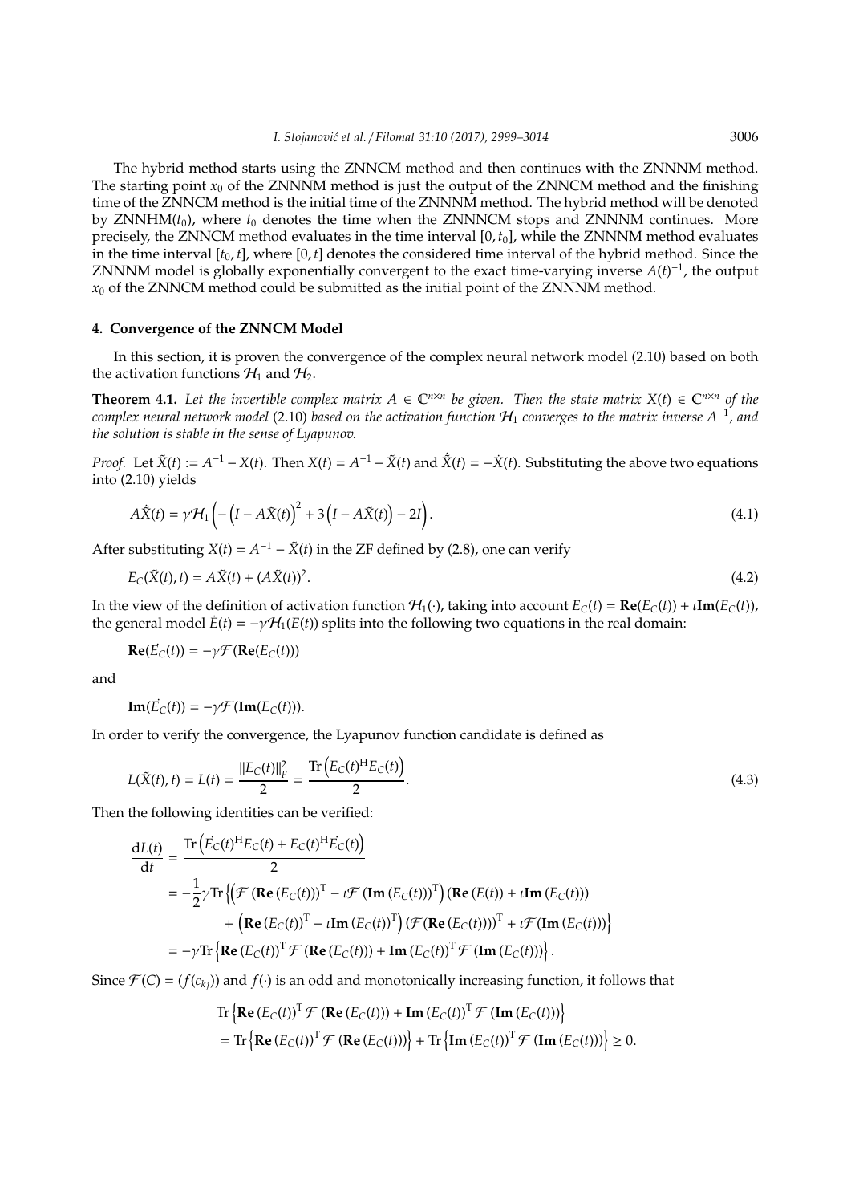The hybrid method starts using the ZNNCM method and then continues with the ZNNNM method. The starting point $x_0$ of the ZNNNM method is just the output of the ZNNCM method and the finishing time of the ZNNCM method is the initial time of the ZNNNM method. The hybrid method will be denoted by ZNNHM($t_0$), where $t_0$ denotes the time when the ZNNNCM stops and ZNNNM continues. More precisely, the ZNNCM method evaluates in the time interval $[0, t_0]$, while the ZNNNM method evaluates in the time interval $[t_0, t]$, where $[0, t]$ denotes the considered time interval of the hybrid method. Since the ZNNNM model is globally exponentially convergent to the exact time-varying inverse $A(t)^{-1}$, the output $x_0$ of the ZNNCM method could be submitted as the initial point of the ZNNNM method.

## 4. Convergence of the ZNNCM Model

In this section, it is proven the convergence of the complex neural network model (2.10) based on both the activation functions $\mathcal{H}_1$ and $\mathcal{H}_2$.

**Theorem 4.1.** *Let the invertible complex matrix $A \in \mathbb{C}^{n\times n}$ be given. Then the state matrix $X(t) \in \mathbb{C}^{n\times n}$ of the complex neural network model* (2.10) *based on the activation function $\mathcal{H}_1$ converges to the matrix inverse $A^{-1}$, and the solution is stable in the sense of Lyapunov.*

*Proof.* Let $\tilde{X}(t) := A^{-1} - X(t)$. Then $X(t) = A^{-1} - \tilde{X}(t)$ and $\dot{\tilde{X}}(t) = -\dot{X}(t)$. Substituting the above two equations into (2.10) yields

$$A\dot{\tilde{X}}(t) = \gamma \mathcal{H}_1\left(-\left(I - A\tilde{X}(t)\right)^2 + 3\left(I - A\tilde{X}(t)\right) - 2I\right). \tag{4.1}$$

After substituting $X(t) = A^{-1} - \tilde{X}(t)$ in the ZF defined by (2.8), one can verify

$$E_C(\tilde{X}(t), t) = A\tilde{X}(t) + (A\tilde{X}(t))^2. \tag{4.2}$$

In the view of the definition of activation function $\mathcal{H}_1(\cdot)$, taking into account $E_C(t) = \mathbf{Re}(E_C(t)) + \imath\mathbf{Im}(E_C(t))$, the general model $\dot{E}(t) = -\gamma\mathcal{H}_1(E(t))$ splits into the following two equations in the real domain:

$$\mathbf{Re}(\dot{E_C}(t)) = -\gamma\mathcal{F}(\mathbf{Re}(E_C(t)))$$

and

$$\mathbf{Im}(\dot{E_C}(t)) = -\gamma\mathcal{F}(\mathbf{Im}(E_C(t))).$$

In order to verify the convergence, the Lyapunov function candidate is defined as

$$L(\tilde{X}(t), t) = L(t) = \frac{\|E_C(t)\|_F^2}{2} = \frac{\mathrm{Tr}\left(E_C(t)^{\mathrm{H}}E_C(t)\right)}{2}. \tag{4.3}$$

Then the following identities can be verified:

$$\begin{aligned}
\frac{\mathrm{d}L(t)}{\mathrm{d}t} &= \frac{\mathrm{Tr}\left(\dot{E_C}(t)^{\mathrm{H}}E_C(t) + E_C(t)^{\mathrm{H}}\dot{E_C}(t)\right)}{2} \\
&= -\frac{1}{2}\gamma\mathrm{Tr}\left\{\left(\mathcal{F}\left(\mathbf{Re}\left(E_C(t)\right)\right)^{\mathrm{T}} - \imath\mathcal{F}\left(\mathbf{Im}\left(E_C(t)\right)\right)^{\mathrm{T}}\right)\left(\mathbf{Re}\left(E(t)\right) + \imath\mathbf{Im}\left(E_C(t)\right)\right)\right. \\
&\qquad \left. + \left(\mathbf{Re}\left(E_C(t)\right)^{\mathrm{T}} - \imath\mathbf{Im}\left(E_C(t)\right)^{\mathrm{T}}\right)\left(\mathcal{F}(\mathbf{Re}\left(E_C(t)\right)))^{\mathrm{T}} + \imath\mathcal{F}\left(\mathbf{Im}\left(E_C(t)\right)\right)\right)\right\} \\
&= -\gamma\mathrm{Tr}\left\{\mathbf{Re}\left(E_C(t)\right)^{\mathrm{T}}\mathcal{F}\left(\mathbf{Re}\left(E_C(t)\right)\right) + \mathbf{Im}\left(E_C(t)\right)^{\mathrm{T}}\mathcal{F}\left(\mathbf{Im}\left(E_C(t)\right)\right)\right\}.
\end{aligned}$$

Since $\mathcal{F}(C) = (f(c_{kj}))$ and $f(\cdot)$ is an odd and monotonically increasing function, it follows that

$$\begin{aligned}
&\mathrm{Tr}\left\{\mathbf{Re}\left(E_C(t)\right)^{\mathrm{T}}\mathcal{F}\left(\mathbf{Re}\left(E_C(t)\right)\right) + \mathbf{Im}\left(E_C(t)\right)^{\mathrm{T}}\mathcal{F}\left(\mathbf{Im}\left(E_C(t)\right)\right)\right\} \\
&= \mathrm{Tr}\left\{\mathbf{Re}\left(E_C(t)\right)^{\mathrm{T}}\mathcal{F}\left(\mathbf{Re}\left(E_C(t)\right)\right)\right\} + \mathrm{Tr}\left\{\mathbf{Im}\left(E_C(t)\right)^{\mathrm{T}}\mathcal{F}\left(\mathbf{Im}\left(E_C(t)\right)\right)\right\} \geq 0.
\end{aligned}$$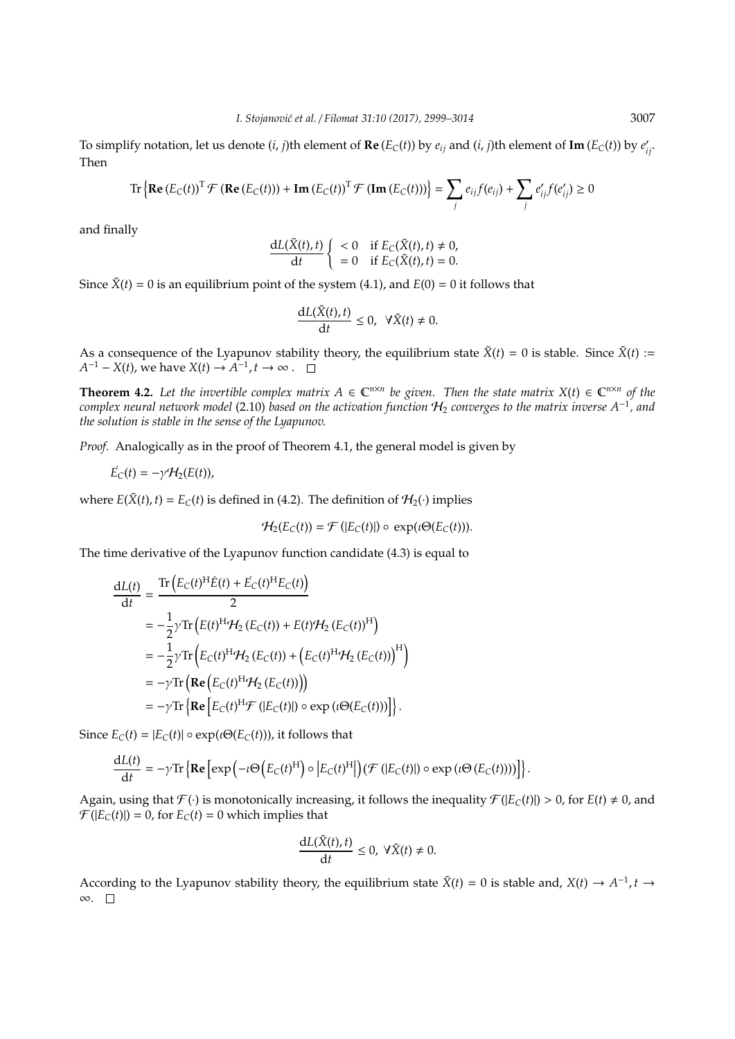To simplify notation, let us denote $(i, j)$th element of $\mathbf{Re}\,(E_C(t))$ by $e_{ij}$ and $(i, j)$th element of $\mathbf{Im}\,(E_C(t))$ by $e'_{ij}$. Then

$$\mathrm{Tr}\left\{\mathbf{Re}\,(E_C(t))^{\mathrm{T}}\,\mathcal{F}\,(\mathbf{Re}\,(E_C(t))) + \mathbf{Im}\,(E_C(t))^{\mathrm{T}}\,\mathcal{F}\,(\mathbf{Im}\,(E_C(t)))\right\} = \sum_j e_{ij} f(e_{ij}) + \sum_j e'_{ij} f(e'_{ij}) \geq 0$$

and finally

$$\frac{\mathrm{d}L(\tilde{X}(t), t)}{\mathrm{d}t} \begin{cases} < 0 & \text{if } E_C(\tilde{X}(t), t) \neq 0, \\ = 0 & \text{if } E_C(\tilde{X}(t), t) = 0. \end{cases}$$

Since $\tilde{X}(t) = 0$ is an equilibrium point of the system (4.1), and $E(0) = 0$ it follows that

$$\frac{\mathrm{d}L(\tilde{X}(t), t)}{\mathrm{d}t} \leq 0, \quad \forall \tilde{X}(t) \neq 0.$$

As a consequence of the Lyapunov stability theory, the equilibrium state $\tilde{X}(t) = 0$ is stable. Since $\tilde{X}(t) := A^{-1} - X(t)$, we have $X(t) \to A^{-1}, t \to \infty$ . $\square$

**Theorem 4.2.** *Let the invertible complex matrix $A \in \mathbb{C}^{n\times n}$ be given. Then the state matrix $X(t) \in \mathbb{C}^{n\times n}$ of the complex neural network model* (2.10) *based on the activation function $\mathcal{H}_2$ converges to the matrix inverse $A^{-1}$, and the solution is stable in the sense of the Lyapunov.*

*Proof.* Analogically as in the proof of Theorem 4.1, the general model is given by

$$\dot{E_C}(t) = -\gamma \mathcal{H}_2(E(t)),$$

where $E(\tilde{X}(t), t) = E_C(t)$ is defined in (4.2). The definition of $\mathcal{H}_2(\cdot)$ implies

$$\mathcal{H}_2(E_C(t)) = \mathcal{F}\,(|E_C(t)|) \circ \exp(\imath\Theta(E_C(t))).$$

The time derivative of the Lyapunov function candidate (4.3) is equal to

$$\begin{aligned}
\frac{\mathrm{d}L(t)}{\mathrm{d}t} &= \frac{\mathrm{Tr}\left(E_C(t)^{\mathrm{H}}\dot{E}(t) + \dot{E_C}(t)^{\mathrm{H}}E_C(t)\right)}{2} \\
&= -\frac{1}{2}\gamma\,\mathrm{Tr}\left(E(t)^{\mathrm{H}}\mathcal{H}_2\,(E_C(t)) + E(t)\mathcal{H}_2\,(E_C(t))^{\mathrm{H}}\right) \\
&= -\frac{1}{2}\gamma\,\mathrm{Tr}\left(E_C(t)^{\mathrm{H}}\mathcal{H}_2\,(E_C(t)) + \left(E_C(t)^{\mathrm{H}}\mathcal{H}_2\,(E_C(t))\right)^{\mathrm{H}}\right) \\
&= -\gamma\,\mathrm{Tr}\left(\mathbf{Re}\left(E_C(t)^{\mathrm{H}}\mathcal{H}_2\,(E_C(t))\right)\right) \\
&= -\gamma\,\mathrm{Tr}\left\{\mathbf{Re}\left[E_C(t)^{\mathrm{H}}\mathcal{F}\,(|E_C(t)|) \circ \exp\left(\imath\Theta(E_C(t))\right)\right]\right\}.
\end{aligned}$$

Since $E_C(t) = |E_C(t)| \circ \exp(\imath\Theta(E_C(t)))$, it follows that

$$\frac{\mathrm{d}L(t)}{\mathrm{d}t} = -\gamma\,\mathrm{Tr}\left\{\mathbf{Re}\left[\exp\left(-\imath\Theta\left(E_C(t)^{\mathrm{H}}\right) \circ \left|E_C(t)^{\mathrm{H}}\right|\right)\left(\mathcal{F}\,(|E_C(t)|) \circ \exp\left(\imath\Theta\left(E_C(t)\right)\right)\right)\right]\right\}.$$

Again, using that $\mathcal{F}(\cdot)$ is monotonically increasing, it follows the inequality $\mathcal{F}(|E_C(t)|) > 0$, for $E(t) \neq 0$, and $\mathcal{F}(|E_C(t)|) = 0$, for $E_C(t) = 0$ which implies that

$$\frac{\mathrm{d}L(\tilde{X}(t), t)}{\mathrm{d}t} \leq 0, \; \forall \tilde{X}(t) \neq 0.$$

According to the Lyapunov stability theory, the equilibrium state $\tilde{X}(t) = 0$ is stable and, $X(t) \to A^{-1}, t \to \infty$. $\square$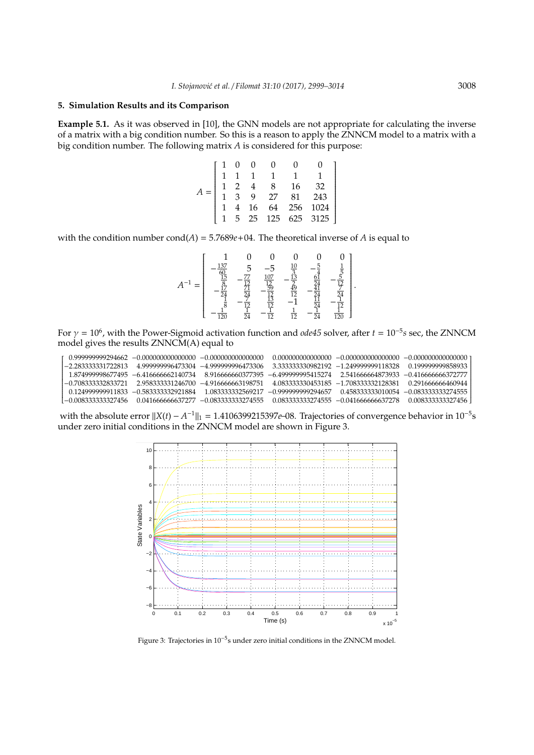## 5. Simulation Results and its Comparison

**Example 5.1.** As it was observed in [10], the GNN models are not appropriate for calculating the inverse of a matrix with a big condition number. So this is a reason to apply the ZNNCM model to a matrix with a big condition number. The following matrix $A$ is considered for this purpose:

$$A = \begin{bmatrix} 1 & 0 & 0 & 0 & 0 & 0 \\ 1 & 1 & 1 & 1 & 1 & 1 \\ 1 & 2 & 4 & 8 & 16 & 32 \\ 1 & 3 & 9 & 27 & 81 & 243 \\ 1 & 4 & 16 & 64 & 256 & 1024 \\ 1 & 5 & 25 & 125 & 625 & 3125 \end{bmatrix}$$

with the condition number $\mathrm{cond}(A) = 5.7689e{+}04$. The theoretical inverse of $A$ is equal to

$$A^{-1} = \begin{bmatrix} 1 & 0 & 0 & 0 & 0 & 0 \\ -\frac{137}{60} & 5 & -5 & \frac{10}{3} & -\frac{5}{4} & \frac{1}{5} \\ \frac{15}{8} & -\frac{77}{12} & \frac{107}{12} & -\frac{13}{2} & \frac{61}{24} & -\frac{5}{12} \\ -\frac{17}{24} & \frac{71}{24} & -\frac{59}{12} & \frac{49}{12} & -\frac{41}{24} & \frac{7}{24} \\ \frac{1}{8} & -\frac{7}{12} & \frac{13}{12} & -1 & \frac{11}{24} & -\frac{1}{12} \\ -\frac{1}{120} & \frac{1}{24} & -\frac{1}{12} & \frac{1}{12} & -\frac{1}{24} & \frac{1}{120} \end{bmatrix}.$$

For $\gamma = 10^6$, with the Power-Sigmoid activation function and *ode45* solver, after $t = 10^{-5}s$ sec, the ZNNCM model gives the results ZNNCM(A) equal to

$$\begin{bmatrix} 0.999999999294662 & -0.000000000000000 & -0.000000000000000 & 0.000000000000000 & -0.000000000000000 & -0.000000000000000 \\ -2.283333331722813 & 4.999999996473304 & -4.999999996473306 & 3.333333330982192 & -1.249999999118328 & 0.199999999858933 \\ 1.874999998677495 & -6.416666662140734 & 8.916666660377395 & -6.499999995415274 & 2.541666664873933 & -0.416666666372777 \\ -0.708333332833721 & 2.958333331246700 & -4.916666663198751 & 4.083333330453185 & -1.708333332128381 & 0.291666666460944 \\ 0.124999999911833 & -0.583333332921884 & 1.083333332569217 & -0.999999999294657 & 0.458333333010054 & -0.083333333274555 \\ -0.008333333327456 & 0.041666666637277 & -0.083333333274555 & 0.083333333274555 & -0.041666666637278 & 0.008333333327456 \end{bmatrix}$$

with the absolute error $\|X(t) - A^{-1}\|_1 = 1.4106399215397e{-}08$. Trajectories of convergence behavior in $10^{-5}$s under zero initial conditions in the ZNNCM model are shown in Figure 3.

Figure 3: Trajectories in $10^{-5}$s under zero initial conditions in the ZNNCM model.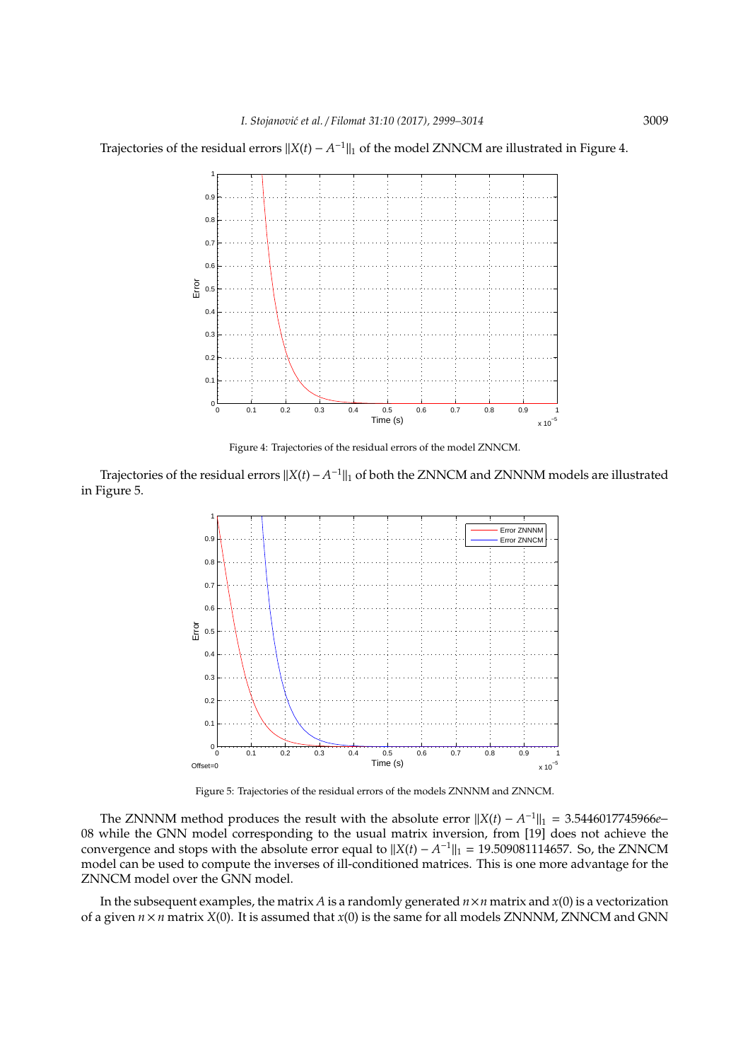Trajectories of the residual errors $\|X(t) - A^{-1}\|_1$ of the model ZNNCM are illustrated in Figure 4.

Figure 4: Trajectories of the residual errors of the model ZNNCM.

Trajectories of the residual errors $\|X(t) - A^{-1}\|_1$ of both the ZNNCM and ZNNNM models are illustrated in Figure 5.

Figure 5: Trajectories of the residual errors of the models ZNNNM and ZNNCM.

The ZNNNM method produces the result with the absolute error $\|X(t) - A^{-1}\|_1 = 3.5446017745966e{-}08$ while the GNN model corresponding to the usual matrix inversion, from [19] does not achieve the convergence and stops with the absolute error equal to $\|X(t) - A^{-1}\|_1 = 19.509081114657$. So, the ZNNCM model can be used to compute the inverses of ill-conditioned matrices. This is one more advantage for the ZNNCM model over the GNN model.

In the subsequent examples, the matrix $A$ is a randomly generated $n \times n$ matrix and $x(0)$ is a vectorization of a given $n \times n$ matrix $X(0)$. It is assumed that $x(0)$ is the same for all models ZNNNM, ZNNCM and GNN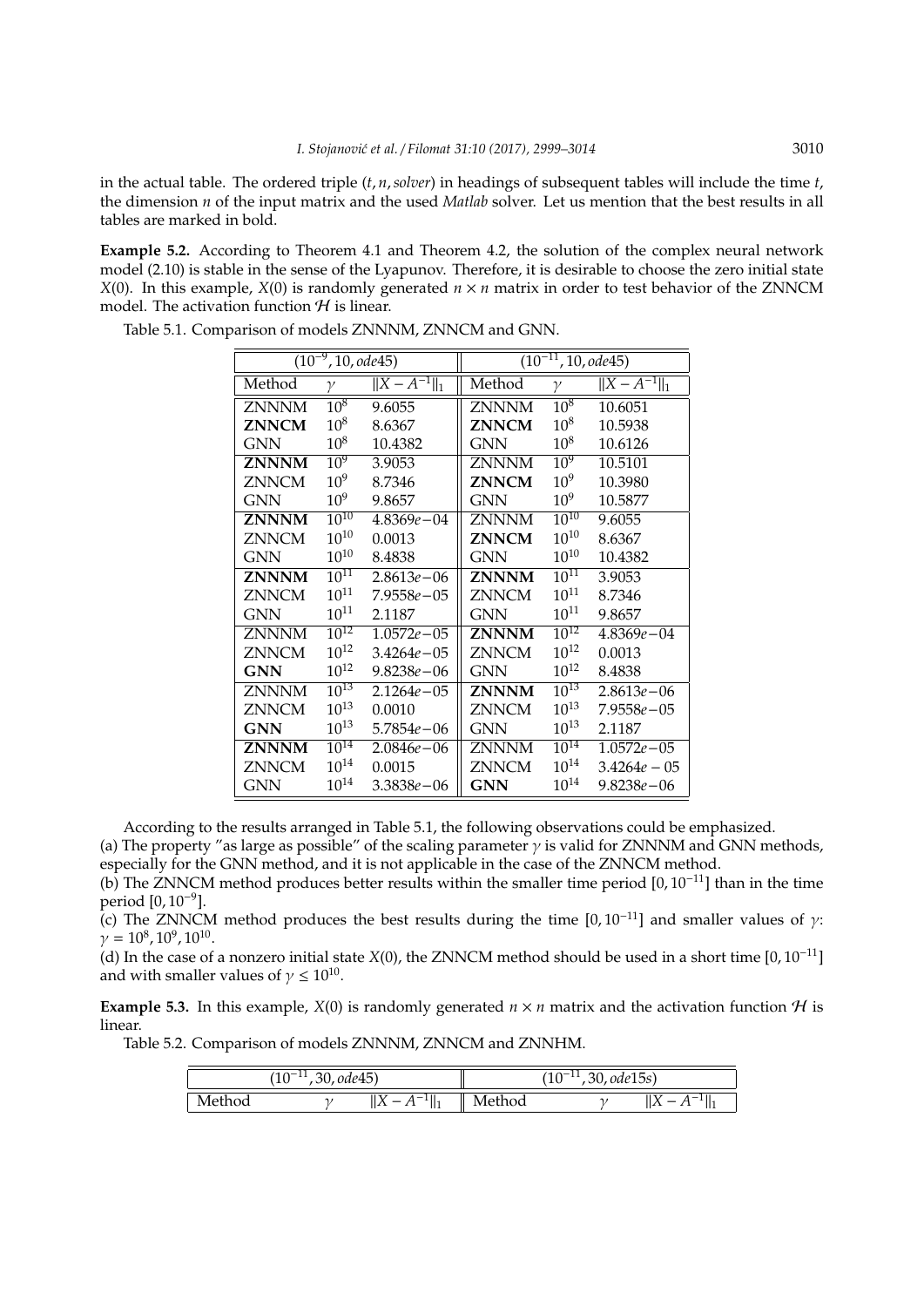in the actual table. The ordered triple $(t, n, solver)$ in headings of subsequent tables will include the time $t$, the dimension $n$ of the input matrix and the used *Matlab* solver. Let us mention that the best results in all tables are marked in bold.

**Example 5.2.** According to Theorem 4.1 and Theorem 4.2, the solution of the complex neural network model (2.10) is stable in the sense of the Lyapunov. Therefore, it is desirable to choose the zero initial state $X(0)$. In this example, $X(0)$ is randomly generated $n \times n$ matrix in order to test behavior of the ZNNCM model. The activation function $\mathcal{H}$ is linear.

Table 5.1. Comparison of models ZNNNM, ZNNCM and GNN.

| $(10^{-9}, 10, ode45)$ | | | $(10^{-11}, 10, ode45)$ | | |
|---|---|---|---|---|---|
| Method | $\gamma$ | $\|X - A^{-1}\|_1$ | Method | $\gamma$ | $\|X - A^{-1}\|_1$ |
| ZNNNM | $10^8$ | 9.6055 | ZNNNM | $10^8$ | 10.6051 |
| **ZNNCM** | $10^8$ | 8.6367 | **ZNNCM** | $10^8$ | 10.5938 |
| GNN | $10^8$ | 10.4382 | GNN | $10^8$ | 10.6126 |
| **ZNNNM** | $10^9$ | 3.9053 | ZNNNM | $10^9$ | 10.5101 |
| ZNNCM | $10^9$ | 8.7346 | **ZNNCM** | $10^9$ | 10.3980 |
| GNN | $10^9$ | 9.8657 | GNN | $10^9$ | 10.5877 |
| **ZNNNM** | $10^{10}$ | $4.8369e{-}04$ | ZNNNM | $10^{10}$ | 9.6055 |
| ZNNCM | $10^{10}$ | 0.0013 | **ZNNCM** | $10^{10}$ | 8.6367 |
| GNN | $10^{10}$ | 8.4838 | GNN | $10^{10}$ | 10.4382 |
| **ZNNNM** | $10^{11}$ | $2.8613e{-}06$ | **ZNNNM** | $10^{11}$ | 3.9053 |
| ZNNCM | $10^{11}$ | $7.9558e{-}05$ | ZNNCM | $10^{11}$ | 8.7346 |
| GNN | $10^{11}$ | 2.1187 | GNN | $10^{11}$ | 9.8657 |
| ZNNNM | $10^{12}$ | $1.0572e{-}05$ | **ZNNNM** | $10^{12}$ | $4.8369e{-}04$ |
| ZNNCM | $10^{12}$ | $3.4264e{-}05$ | ZNNCM | $10^{12}$ | 0.0013 |
| **GNN** | $10^{12}$ | $9.8238e{-}06$ | GNN | $10^{12}$ | 8.4838 |
| ZNNNM | $10^{13}$ | $2.1264e{-}05$ | **ZNNNM** | $10^{13}$ | $2.8613e{-}06$ |
| ZNNCM | $10^{13}$ | 0.0010 | ZNNCM | $10^{13}$ | $7.9558e{-}05$ |
| **GNN** | $10^{13}$ | $5.7854e{-}06$ | GNN | $10^{13}$ | 2.1187 |
| **ZNNNM** | $10^{14}$ | $2.0846e{-}06$ | ZNNNM | $10^{14}$ | $1.0572e{-}05$ |
| ZNNCM | $10^{14}$ | 0.0015 | ZNNCM | $10^{14}$ | $3.4264e - 05$ |
| GNN | $10^{14}$ | $3.3838e{-}06$ | **GNN** | $10^{14}$ | $9.8238e{-}06$ |

According to the results arranged in Table 5.1, the following observations could be emphasized.

(a) The property "as large as possible" of the scaling parameter $\gamma$ is valid for ZNNNM and GNN methods, especially for the GNN method, and it is not applicable in the case of the ZNNCM method.

(b) The ZNNCM method produces better results within the smaller time period $[0, 10^{-11}]$ than in the time period $[0, 10^{-9}]$.

(c) The ZNNCM method produces the best results during the time $[0, 10^{-11}]$ and smaller values of $\gamma$: $\gamma = 10^8, 10^9, 10^{10}$.

(d) In the case of a nonzero initial state $X(0)$, the ZNNCM method should be used in a short time $[0, 10^{-11}]$ and with smaller values of $\gamma \leq 10^{10}$.

**Example 5.3.** In this example, $X(0)$ is randomly generated $n \times n$ matrix and the activation function $\mathcal{H}$ is linear.

Table 5.2. Comparison of models ZNNNM, ZNNCM and ZNNHM.

| $(10^{-11}, 30, ode45)$ | | | $(10^{-11}, 30, ode15s)$ | | |
|---|---|---|---|---|---|
| Method | $\gamma$ | $\|X - A^{-1}\|_1$ | Method | $\gamma$ | $\|X - A^{-1}\|_1$ |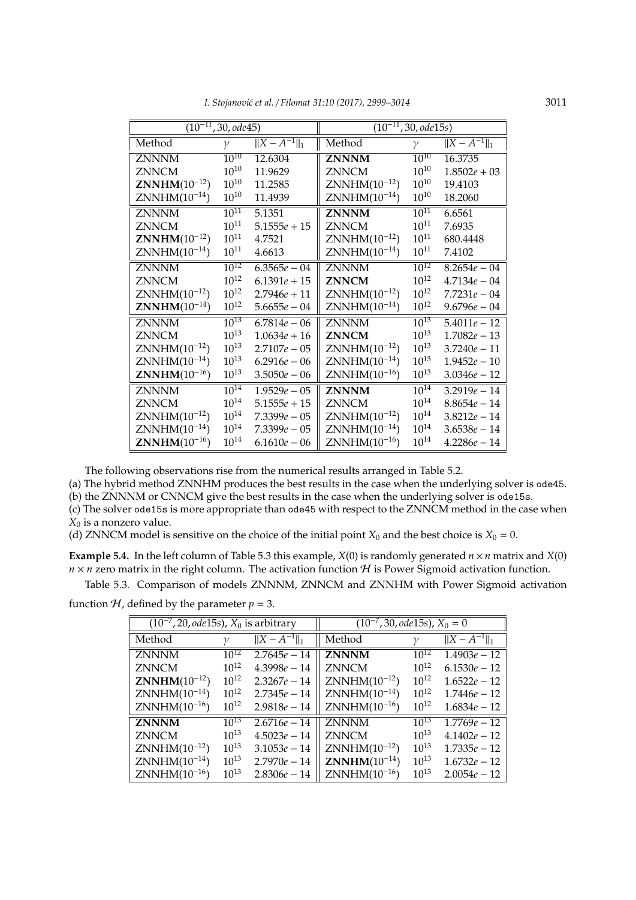| $(10^{-11}, 30, ode45)$ | | | $(10^{-11}, 30, ode15s)$ | | |
|---|---|---|---|---|---|
| Method | $\gamma$ | $\|X - A^{-1}\|_1$ | Method | $\gamma$ | $\|X - A^{-1}\|_1$ |
| ZNNNM | $10^{10}$ | 12.6304 | **ZNNNM** | $10^{10}$ | 16.3735 |
| ZNNCM | $10^{10}$ | 11.9629 | ZNNCM | $10^{10}$ | $1.8502e+03$ |
| **ZNNHM**$(10^{-12})$ | $10^{10}$ | 11.2585 | ZNNHM$(10^{-12})$ | $10^{10}$ | 19.4103 |
| ZNNHM$(10^{-14})$ | $10^{10}$ | 11.4939 | ZNNHM$(10^{-14})$ | $10^{10}$ | 18.2060 |
| ZNNNM | $10^{11}$ | 5.1351 | **ZNNNM** | $10^{11}$ | 6.6561 |
| ZNNCM | $10^{11}$ | $5.1555e+15$ | ZNNCM | $10^{11}$ | 7.6935 |
| **ZNNHM**$(10^{-12})$ | $10^{11}$ | 4.7521 | ZNNHM$(10^{-12})$ | $10^{11}$ | 680.4448 |
| ZNNHM$(10^{-14})$ | $10^{11}$ | 4.6613 | ZNNHM$(10^{-14})$ | $10^{11}$ | 7.4102 |
| ZNNNM | $10^{12}$ | $6.3565e-04$ | ZNNNM | $10^{12}$ | $8.2654e-04$ |
| ZNNCM | $10^{12}$ | $6.1391e+15$ | **ZNNCM** | $10^{12}$ | $4.7134e-04$ |
| ZNNHM$(10^{-12})$ | $10^{12}$ | $2.7946e+11$ | ZNNHM$(10^{-12})$ | $10^{12}$ | $7.7231e-04$ |
| **ZNNHM**$(10^{-14})$ | $10^{12}$ | $5.6655e-04$ | ZNNHM$(10^{-14})$ | $10^{12}$ | $9.6796e-04$ |
| ZNNNM | $10^{13}$ | $6.7814e-06$ | ZNNNM | $10^{13}$ | $5.4011e-12$ |
| ZNNCM | $10^{13}$ | $1.0634e+16$ | **ZNNCM** | $10^{13}$ | $1.7082e-13$ |
| ZNNHM$(10^{-12})$ | $10^{13}$ | $2.7107e-05$ | ZNNHM$(10^{-12})$ | $10^{13}$ | $3.7240e-11$ |
| ZNNHM$(10^{-14})$ | $10^{13}$ | $6.2916e-06$ | ZNNHM$(10^{-14})$ | $10^{13}$ | $1.9452e-10$ |
| **ZNNHM**$(10^{-16})$ | $10^{13}$ | $3.5050e-06$ | ZNNHM$(10^{-16})$ | $10^{13}$ | $3.0346e-12$ |
| ZNNNM | $10^{14}$ | $1.9529e-05$ | **ZNNNM** | $10^{14}$ | $3.2919e-14$ |
| ZNNCM | $10^{14}$ | $5.1555e+15$ | ZNNCM | $10^{14}$ | $8.8654e-14$ |
| ZNNHM$(10^{-12})$ | $10^{14}$ | $7.3399e-05$ | ZNNHM$(10^{-12})$ | $10^{14}$ | $3.8212e-14$ |
| ZNNHM$(10^{-14})$ | $10^{14}$ | $7.3399e-05$ | ZNNHM$(10^{-14})$ | $10^{14}$ | $3.6538e-14$ |
| **ZNNHM**$(10^{-16})$ | $10^{14}$ | $6.1610e-06$ | ZNNHM$(10^{-16})$ | $10^{14}$ | $4.2286e-14$ |

The following observations rise from the numerical results arranged in Table 5.2.

(a) The hybrid method ZNNHM produces the best results in the case when the underlying solver is `ode45`.
(b) the ZNNNM or CNNCM give the best results in the case when the underlying solver is `ode15s`.
(c) The solver `ode15s` is more appropriate than `ode45` with respect to the ZNNCM method in the case when $X_0$ is a nonzero value.
(d) ZNNCM model is sensitive on the choice of the initial point $X_0$ and the best choice is $X_0 = 0$.

**Example 5.4.** In the left column of Table 5.3 this example, $X(0)$ is randomly generated $n \times n$ matrix and $X(0)$ $n \times n$ zero matrix in the right column. The activation function $\mathcal{H}$ is Power Sigmoid activation function.

Table 5.3. Comparison of models ZNNNM, ZNNCM and ZNNHM with Power Sigmoid activation function $\mathcal{H}$, defined by the parameter $p = 3$.

| $(10^{-7}, 20, ode15s)$, $X_0$ is arbitrary | | | $(10^{-7}, 30, ode15s)$, $X_0 = 0$ | | |
|---|---|---|---|---|---|
| Method | $\gamma$ | $\|X - A^{-1}\|_1$ | Method | $\gamma$ | $\|X - A^{-1}\|_1$ |
| ZNNNM | $10^{12}$ | $2.7645e-14$ | **ZNNNM** | $10^{12}$ | $1.4903e-12$ |
| ZNNCM | $10^{12}$ | $4.3998e-14$ | ZNNCM | $10^{12}$ | $6.1530e-12$ |
| **ZNNHM**$(10^{-12})$ | $10^{12}$ | $2.3267e-14$ | ZNNHM$(10^{-12})$ | $10^{12}$ | $1.6522e-12$ |
| ZNNHM$(10^{-14})$ | $10^{12}$ | $2.7345e-14$ | ZNNHM$(10^{-14})$ | $10^{12}$ | $1.7446e-12$ |
| ZNNHM$(10^{-16})$ | $10^{12}$ | $2.9818e-14$ | ZNNHM$(10^{-16})$ | $10^{12}$ | $1.6834e-12$ |
| **ZNNNM** | $10^{13}$ | $2.6716e-14$ | ZNNNM | $10^{13}$ | $1.7769e-12$ |
| ZNNCM | $10^{13}$ | $4.5023e-14$ | ZNNCM | $10^{13}$ | $4.1402e-12$ |
| ZNNHM$(10^{-12})$ | $10^{13}$ | $3.1053e-14$ | ZNNHM$(10^{-12})$ | $10^{13}$ | $1.7335e-12$ |
| ZNNHM$(10^{-14})$ | $10^{13}$ | $2.7970e-14$ | **ZNNHM**$(10^{-14})$ | $10^{13}$ | $1.6732e-12$ |
| ZNNHM$(10^{-16})$ | $10^{13}$ | $2.8306e-14$ | ZNNHM$(10^{-16})$ | $10^{13}$ | $2.0054e-12$ |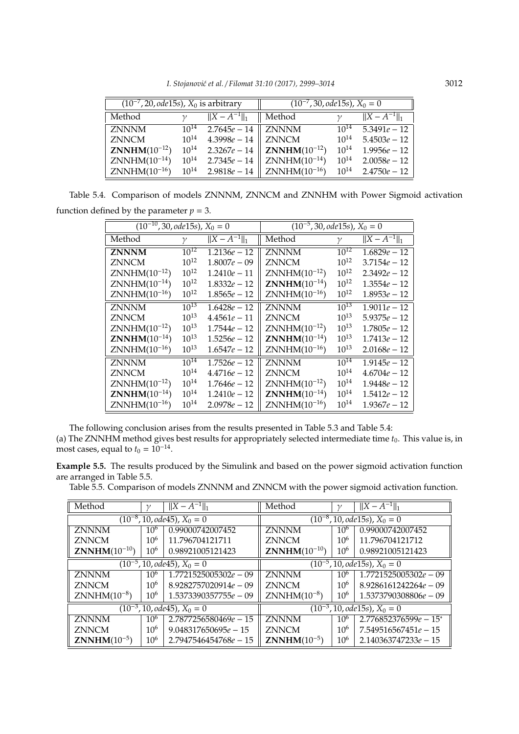| $(10^{-7}, 20, ode15s)$, $X_0$ is arbitrary | | | $(10^{-7}, 30, ode15s)$, $X_0 = 0$ | | |
|---|---|---|---|---|---|
| Method | $\gamma$ | $\|X - A^{-1}\|_1$ | Method | $\gamma$ | $\|X - A^{-1}\|_1$ |
| ZNNNM | $10^{14}$ | $2.7645e-14$ | ZNNNM | $10^{14}$ | $5.3491e-12$ |
| ZNNCM | $10^{14}$ | $4.3998e-14$ | ZNNCM | $10^{14}$ | $5.4503e-12$ |
| **ZNNHM**$(10^{-12})$ | $10^{14}$ | $2.3267e-14$ | **ZNNHM**$(10^{-12})$ | $10^{14}$ | $1.9956e-12$ |
| ZNNHM$(10^{-14})$ | $10^{14}$ | $2.7345e-14$ | ZNNHM$(10^{-14})$ | $10^{14}$ | $2.0058e-12$ |
| ZNNHM$(10^{-16})$ | $10^{14}$ | $2.9818e-14$ | ZNNHM$(10^{-16})$ | $10^{14}$ | $2.4750e-12$ |

Table 5.4. Comparison of models ZNNNM, ZNNCM and ZNNHM with Power Sigmoid activation function defined by the parameter $p = 3$.

| $(10^{-10}, 30, ode15s)$, $X_0 = 0$ | | | $(10^{-5}, 30, ode15s)$, $X_0 = 0$ | | |
|---|---|---|---|---|---|
| Method | $\gamma$ | $\|X - A^{-1}\|_1$ | Method | $\gamma$ | $\|X - A^{-1}\|_1$ |
| **ZNNNM** | $10^{12}$ | $1.2136e-12$ | ZNNNM | $10^{12}$ | $1.6829e-12$ |
| ZNNCM | $10^{12}$ | $1.8007e-09$ | ZNNCM | $10^{12}$ | $3.7154e-12$ |
| ZNNHM$(10^{-12})$ | $10^{12}$ | $1.2410e-11$ | ZNNHM$(10^{-12})$ | $10^{12}$ | $2.3492e-12$ |
| ZNNHM$(10^{-14})$ | $10^{12}$ | $1.8332e-12$ | **ZNNHM**$(10^{-14})$ | $10^{12}$ | $1.3554e-12$ |
| ZNNHM$(10^{-16})$ | $10^{12}$ | $1.8565e-12$ | ZNNHM$(10^{-16})$ | $10^{12}$ | $1.8953e-12$ |
| ZNNNM | $10^{13}$ | $1.6428e-12$ | ZNNNM | $10^{13}$ | $1.9011e-12$ |
| ZNNCM | $10^{13}$ | $4.4561e-11$ | ZNNCM | $10^{13}$ | $5.9375e-12$ |
| ZNNHM$(10^{-12})$ | $10^{13}$ | $1.7544e-12$ | ZNNHM$(10^{-12})$ | $10^{13}$ | $1.7805e-12$ |
| **ZNNHM**$(10^{-14})$ | $10^{13}$ | $1.5256e-12$ | **ZNNHM**$(10^{-14})$ | $10^{13}$ | $1.7413e-12$ |
| ZNNHM$(10^{-16})$ | $10^{13}$ | $1.6547e-12$ | ZNNHM$(10^{-16})$ | $10^{13}$ | $2.0168e-12$ |
| ZNNNM | $10^{14}$ | $1.7526e-12$ | ZNNNM | $10^{14}$ | $1.9145e-12$ |
| ZNNCM | $10^{14}$ | $4.4716e-12$ | ZNNCM | $10^{14}$ | $4.6704e-12$ |
| ZNNHM$(10^{-12})$ | $10^{14}$ | $1.7646e-12$ | ZNNHM$(10^{-12})$ | $10^{14}$ | $1.9448e-12$ |
| **ZNNHM**$(10^{-14})$ | $10^{14}$ | $1.2410e-12$ | **ZNNHM**$(10^{-14})$ | $10^{14}$ | $1.5412e-12$ |
| ZNNHM$(10^{-16})$ | $10^{14}$ | $2.0978e-12$ | ZNNHM$(10^{-16})$ | $10^{14}$ | $1.9367e-12$ |

The following conclusion arises from the results presented in Table 5.3 and Table 5.4:
(a) The ZNNHM method gives best results for appropriately selected intermediate time $t_0$. This value is, in most cases, equal to $t_0 = 10^{-14}$.

**Example 5.5.** The results produced by the Simulink and based on the power sigmoid activation function are arranged in Table 5.5.

Table 5.5. Comparison of models ZNNNM and ZNNCM with the power sigmoid activation function.

| Method | $\gamma$ | $\|X - A^{-1}\|_1$ | Method | $\gamma$ | $\|X - A^{-1}\|_1$ |
|---|---|---|---|---|---|
| $(10^{-8}, 10, ode45)$, $X_0 = 0$ | | | $(10^{-8}, 10, ode15s)$, $X_0 = 0$ | | |
| ZNNNM | $10^6$ | 0.99000742007452 | ZNNNM | $10^6$ | 0.99000742007452 |
| ZNNCM | $10^6$ | 11.796704121711 | ZNNCM | $10^6$ | 11.796704121712 |
| **ZNNHM**$(10^{-10})$ | $10^6$ | 0.98921005121423 | **ZNNHM**$(10^{-10})$ | $10^6$ | 0.98921005121423 |
| $(10^{-5}, 10, ode45)$, $X_0 = 0$ | | | $(10^{-5}, 10, ode15s)$, $X_0 = 0$ | | |
| ZNNNM | $10^6$ | $1.7721525005302e-09$ | ZNNNM | $10^6$ | $1.7721525005302e-09$ |
| ZNNCM | $10^6$ | $8.9282757020914e-09$ | ZNNCM | $10^6$ | $8.9286161242264e-09$ |
| ZNNHM$(10^{-8})$ | $10^6$ | $1.5373390357755e-09$ | ZNNHM$(10^{-8})$ | $10^6$ | $1.5373790308806e-09$ |
| $(10^{-3}, 10, ode45)$, $X_0 = 0$ | | | $(10^{-3}, 10, ode15s)$, $X_0 = 0$ | | |
| ZNNNM | $10^6$ | $2.7877256580469e-15$ | ZNNNM | $10^6$ | $2.776852376599e-15^*$ |
| ZNNCM | $10^6$ | $9.048317650695e-15$ | ZNNCM | $10^6$ | $7.549516567451e-15$ |
| **ZNNHM**$(10^{-5})$ | $10^6$ | $2.7947546454768e-15$ | **ZNNHM**$(10^{-5})$ | $10^6$ | $2.140363747233e-15$ |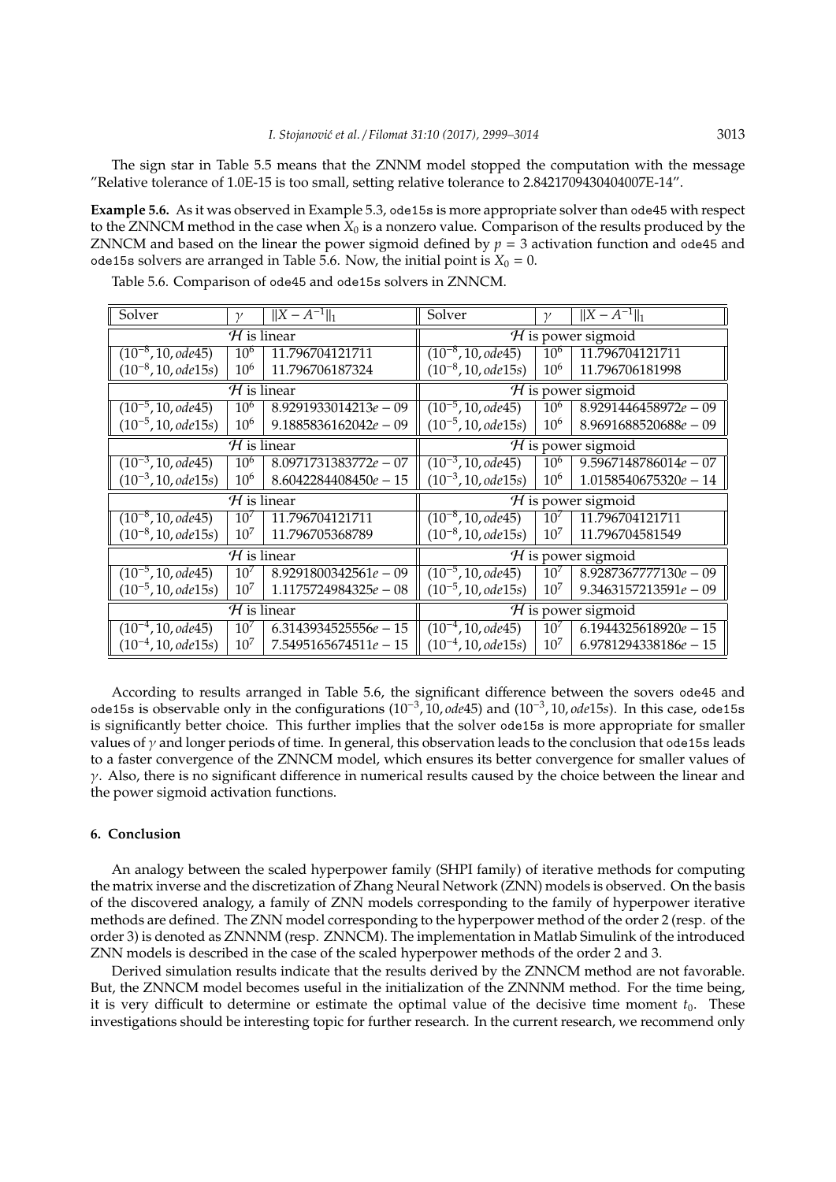The sign star in Table 5.5 means that the ZNNM model stopped the computation with the message "Relative tolerance of 1.0E-15 is too small, setting relative tolerance to 2.8421709430404007E-14".

**Example 5.6.** As it was observed in Example 5.3, `ode15s` is more appropriate solver than `ode45` with respect to the ZNNCM method in the case when $X_0$ is a nonzero value. Comparison of the results produced by the ZNNCM and based on the linear the power sigmoid defined by $p = 3$ activation function and `ode45` and `ode15s` solvers are arranged in Table 5.6. Now, the initial point is $X_0 = 0$.

Table 5.6. Comparison of `ode45` and `ode15s` solvers in ZNNCM.

| Solver | $\gamma$ | $\|X - A^{-1}\|_1$ | Solver | $\gamma$ | $\|X - A^{-1}\|_1$ |
|---|---|---|---|---|---|
| $\mathcal{H}$ is linear | | | $\mathcal{H}$ is power sigmoid | | |
| $(10^{-8}, 10, ode45)$ | $10^6$ | 11.796704121711 | $(10^{-8}, 10, ode45)$ | $10^6$ | 11.796704121711 |
| $(10^{-8}, 10, ode15s)$ | $10^6$ | 11.796706187324 | $(10^{-8}, 10, ode15s)$ | $10^6$ | 11.796706181998 |
| $\mathcal{H}$ is linear | | | $\mathcal{H}$ is power sigmoid | | |
| $(10^{-5}, 10, ode45)$ | $10^6$ | $8.9291933014213e-09$ | $(10^{-5}, 10, ode45)$ | $10^6$ | $8.9291446458972e-09$ |
| $(10^{-5}, 10, ode15s)$ | $10^6$ | $9.1885836162042e-09$ | $(10^{-5}, 10, ode15s)$ | $10^6$ | $8.9691688520688e-09$ |
| $\mathcal{H}$ is linear | | | $\mathcal{H}$ is power sigmoid | | |
| $(10^{-3}, 10, ode45)$ | $10^6$ | $8.0971731383772e-07$ | $(10^{-3}, 10, ode45)$ | $10^6$ | $9.5967148786014e-07$ |
| $(10^{-3}, 10, ode15s)$ | $10^6$ | $8.6042284408450e-15$ | $(10^{-3}, 10, ode15s)$ | $10^6$ | $1.0158540675320e-14$ |
| $\mathcal{H}$ is linear | | | $\mathcal{H}$ is power sigmoid | | |
| $(10^{-8}, 10, ode45)$ | $10^7$ | 11.796704121711 | $(10^{-8}, 10, ode45)$ | $10^7$ | 11.796704121711 |
| $(10^{-8}, 10, ode15s)$ | $10^7$ | 11.796705368789 | $(10^{-8}, 10, ode15s)$ | $10^7$ | 11.796704581549 |
| $\mathcal{H}$ is linear | | | $\mathcal{H}$ is power sigmoid | | |
| $(10^{-5}, 10, ode45)$ | $10^7$ | $8.9291800342561e-09$ | $(10^{-5}, 10, ode45)$ | $10^7$ | $8.9287367777130e-09$ |
| $(10^{-5}, 10, ode15s)$ | $10^7$ | $1.1175724984325e-08$ | $(10^{-5}, 10, ode15s)$ | $10^7$ | $9.3463157213591e-09$ |
| $\mathcal{H}$ is linear | | | $\mathcal{H}$ is power sigmoid | | |
| $(10^{-4}, 10, ode45)$ | $10^7$ | $6.3143934525556e-15$ | $(10^{-4}, 10, ode45)$ | $10^7$ | $6.1944325618920e-15$ |
| $(10^{-4}, 10, ode15s)$ | $10^7$ | $7.5495165674511e-15$ | $(10^{-4}, 10, ode15s)$ | $10^7$ | $6.9781294338186e-15$ |

According to results arranged in Table 5.6, the significant difference between the sovers `ode45` and `ode15s` is observable only in the configurations $(10^{-3}, 10, ode45)$ and $(10^{-3}, 10, ode15s)$. In this case, `ode15s` is significantly better choice. This further implies that the solver `ode15s` is more appropriate for smaller values of $\gamma$ and longer periods of time. In general, this observation leads to the conclusion that `ode15s` leads to a faster convergence of the ZNNCM model, which ensures its better convergence for smaller values of $\gamma$. Also, there is no significant difference in numerical results caused by the choice between the linear and the power sigmoid activation functions.

## 6. Conclusion

An analogy between the scaled hyperpower family (SHPI family) of iterative methods for computing the matrix inverse and the discretization of Zhang Neural Network (ZNN) models is observed. On the basis of the discovered analogy, a family of ZNN models corresponding to the family of hyperpower iterative methods are defined. The ZNN model corresponding to the hyperpower method of the order 2 (resp. of the order 3) is denoted as ZNNNM (resp. ZNNCM). The implementation in Matlab Simulink of the introduced ZNN models is described in the case of the scaled hyperpower methods of the order 2 and 3.

Derived simulation results indicate that the results derived by the ZNNCM method are not favorable. But, the ZNNCM model becomes useful in the initialization of the ZNNNM method. For the time being, it is very difficult to determine or estimate the optimal value of the decisive time moment $t_0$. These investigations should be interesting topic for further research. In the current research, we recommend only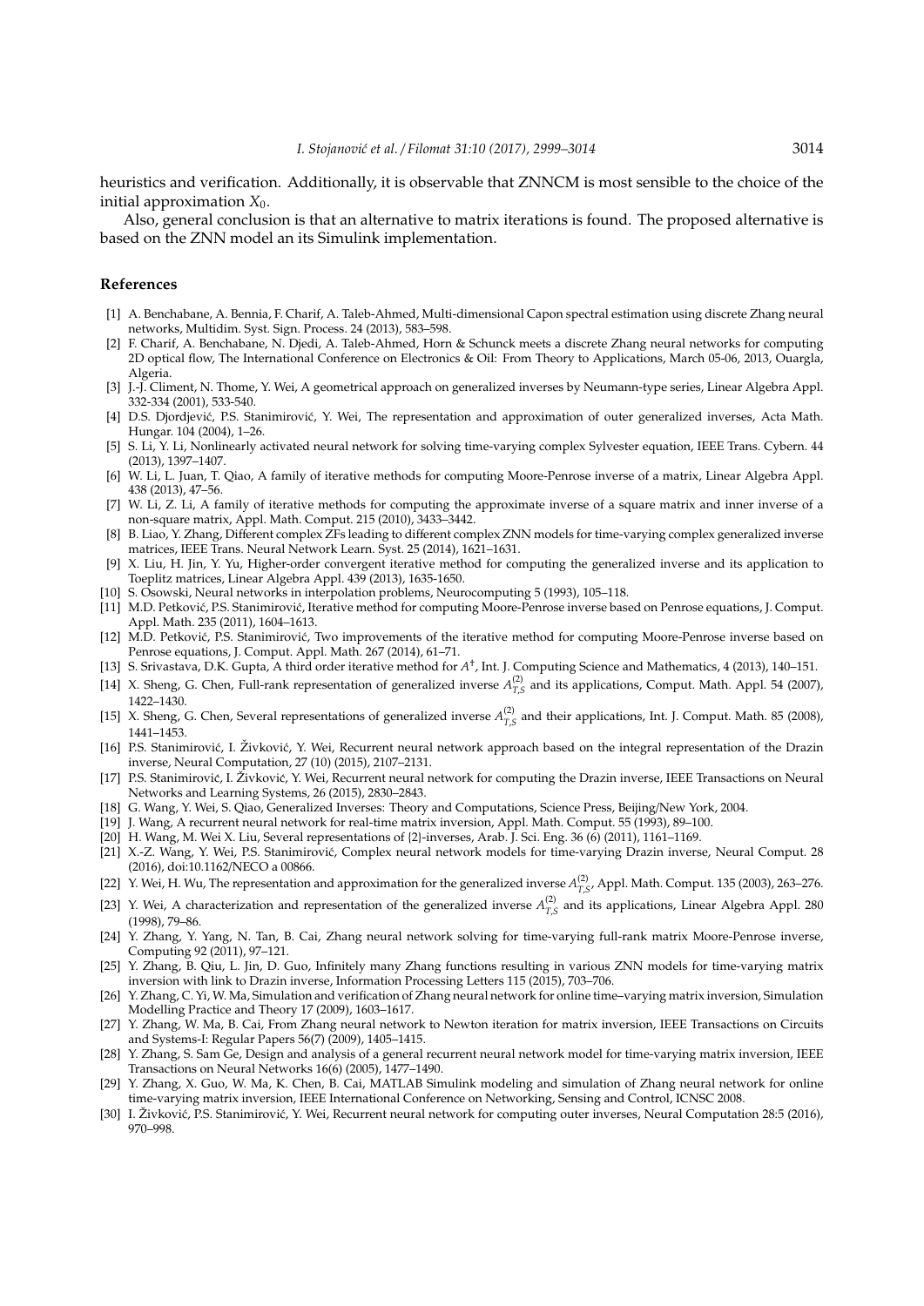heuristics and verification. Additionally, it is observable that ZNNCM is most sensible to the choice of the initial approximation $X_0$.

Also, general conclusion is that an alternative to matrix iterations is found. The proposed alternative is based on the ZNN model an its Simulink implementation.

## References

[1] A. Benchabane, A. Bennia, F. Charif, A. Taleb-Ahmed, Multi-dimensional Capon spectral estimation using discrete Zhang neural networks, Multidim. Syst. Sign. Process. 24 (2013), 583–598.

[2] F. Charif, A. Benchabane, N. Djedi, A. Taleb-Ahmed, Horn & Schunck meets a discrete Zhang neural networks for computing 2D optical flow, The International Conference on Electronics & Oil: From Theory to Applications, March 05-06, 2013, Ouargla, Algeria.

[3] J.-J. Climent, N. Thome, Y. Wei, A geometrical approach on generalized inverses by Neumann-type series, Linear Algebra Appl. 332-334 (2001), 533-540.

[4] D.S. Djordjević, P.S. Stanimirović, Y. Wei, The representation and approximation of outer generalized inverses, Acta Math. Hungar. 104 (2004), 1–26.

[5] S. Li, Y. Li, Nonlinearly activated neural network for solving time-varying complex Sylvester equation, IEEE Trans. Cybern. 44 (2013), 1397–1407.

[6] W. Li, L. Juan, T. Qiao, A family of iterative methods for computing Moore-Penrose inverse of a matrix, Linear Algebra Appl. 438 (2013), 47–56.

[7] W. Li, Z. Li, A family of iterative methods for computing the approximate inverse of a square matrix and inner inverse of a non-square matrix, Appl. Math. Comput. 215 (2010), 3433–3442.

[8] B. Liao, Y. Zhang, Different complex ZFs leading to different complex ZNN models for time-varying complex generalized inverse matrices, IEEE Trans. Neural Network Learn. Syst. 25 (2014), 1621–1631.

[9] X. Liu, H. Jin, Y. Yu, Higher-order convergent iterative method for computing the generalized inverse and its application to Toeplitz matrices, Linear Algebra Appl. 439 (2013), 1635-1650.

[10] S. Osowski, Neural networks in interpolation problems, Neurocomputing 5 (1993), 105–118.

[11] M.D. Petković, P.S. Stanimirović, Iterative method for computing Moore-Penrose inverse based on Penrose equations, J. Comput. Appl. Math. 235 (2011), 1604–1613.

[12] M.D. Petković, P.S. Stanimirović, Two improvements of the iterative method for computing Moore-Penrose inverse based on Penrose equations, J. Comput. Appl. Math. 267 (2014), 61–71.

[13] S. Srivastava, D.K. Gupta, A third order iterative method for $A^{\dagger}$, Int. J. Computing Science and Mathematics, 4 (2013), 140–151.

[14] X. Sheng, G. Chen, Full-rank representation of generalized inverse $A^{(2)}_{T,S}$ and its applications, Comput. Math. Appl. 54 (2007), 1422–1430.

[15] X. Sheng, G. Chen, Several representations of generalized inverse $A^{(2)}_{T,S}$ and their applications, Int. J. Comput. Math. 85 (2008), 1441–1453.

[16] P.S. Stanimirović, I. Živković, Y. Wei, Recurrent neural network approach based on the integral representation of the Drazin inverse, Neural Computation, 27 (10) (2015), 2107–2131.

[17] P.S. Stanimirović, I. Živković, Y. Wei, Recurrent neural network for computing the Drazin inverse, IEEE Transactions on Neural Networks and Learning Systems, 26 (2015), 2830–2843.

[18] G. Wang, Y. Wei, S. Qiao, Generalized Inverses: Theory and Computations, Science Press, Beijing/New York, 2004.

[19] J. Wang, A recurrent neural network for real-time matrix inversion, Appl. Math. Comput. 55 (1993), 89–100.

[20] H. Wang, M. Wei X. Liu, Several representations of {2}-inverses, Arab. J. Sci. Eng. 36 (6) (2011), 1161–1169.

[21] X.-Z. Wang, Y. Wei, P.S. Stanimirović, Complex neural network models for time-varying Drazin inverse, Neural Comput. 28 (2016), doi:10.1162/NECO a 00866.

[22] Y. Wei, H. Wu, The representation and approximation for the generalized inverse $A^{(2)}_{T,S}$, Appl. Math. Comput. 135 (2003), 263–276.

[23] Y. Wei, A characterization and representation of the generalized inverse $A^{(2)}_{T,S}$ and its applications, Linear Algebra Appl. 280 (1998), 79–86.

[24] Y. Zhang, Y. Yang, N. Tan, B. Cai, Zhang neural network solving for time-varying full-rank matrix Moore-Penrose inverse, Computing 92 (2011), 97–121.

[25] Y. Zhang, B. Qiu, L. Jin, D. Guo, Infinitely many Zhang functions resulting in various ZNN models for time-varying matrix inversion with link to Drazin inverse, Information Processing Letters 115 (2015), 703–706.

[26] Y. Zhang, C. Yi, W. Ma, Simulation and verification of Zhang neural network for online time–varying matrix inversion, Simulation Modelling Practice and Theory 17 (2009), 1603–1617.

[27] Y. Zhang, W. Ma, B. Cai, From Zhang neural network to Newton iteration for matrix inversion, IEEE Transactions on Circuits and Systems-I: Regular Papers 56(7) (2009), 1405–1415.

[28] Y. Zhang, S. Sam Ge, Design and analysis of a general recurrent neural network model for time-varying matrix inversion, IEEE Transactions on Neural Networks 16(6) (2005), 1477–1490.

[29] Y. Zhang, X. Guo, W. Ma, K. Chen, B. Cai, MATLAB Simulink modeling and simulation of Zhang neural network for online time-varying matrix inversion, IEEE International Conference on Networking, Sensing and Control, ICNSC 2008.

[30] I. Živković, P.S. Stanimirović, Y. Wei, Recurrent neural network for computing outer inverses, Neural Computation 28:5 (2016), 970–998.